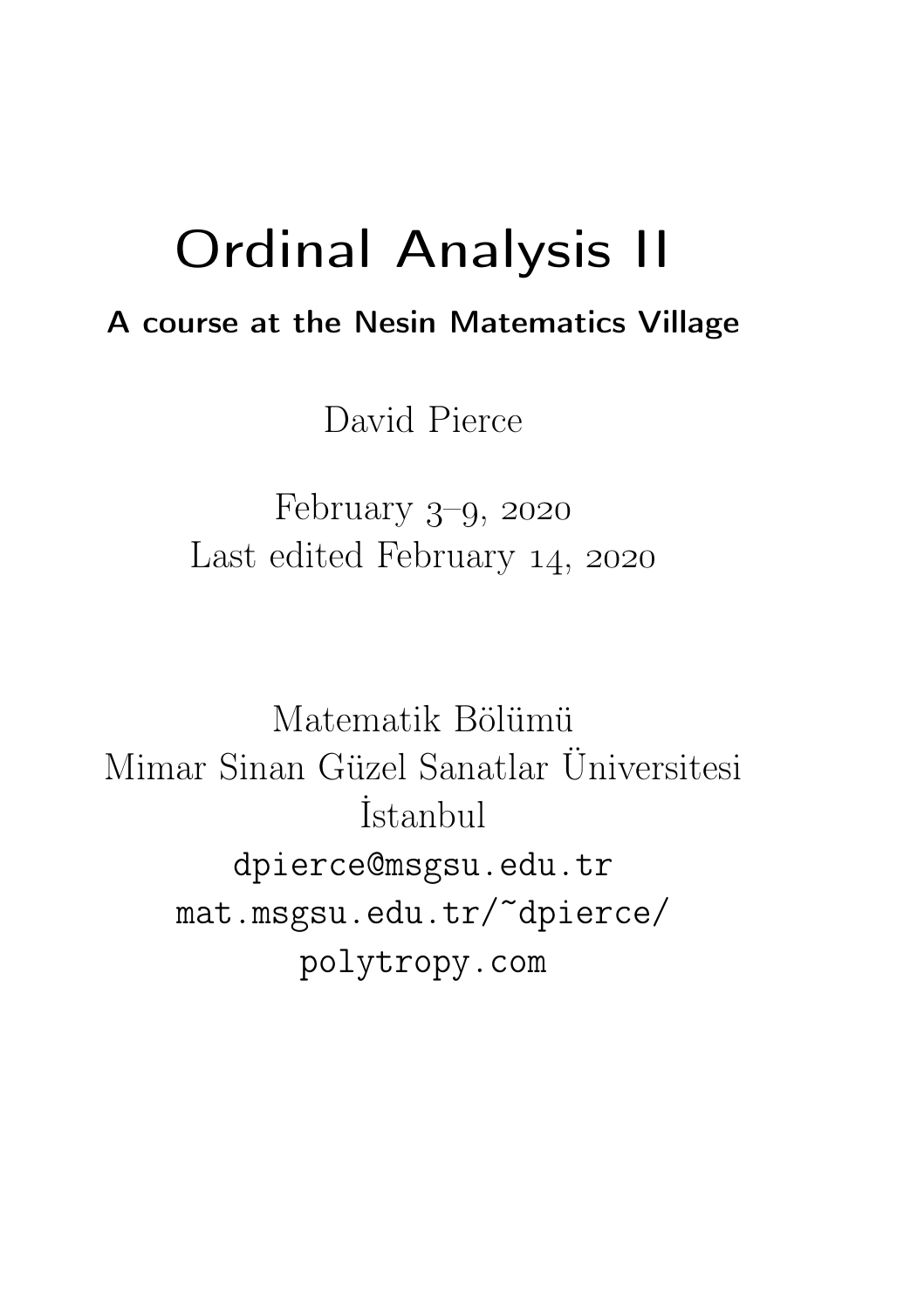# Ordinal Analysis II

**A course at the Nesin Matematics Village**

David Pierce

February 3–9, 2020
Last edited February 14, 2020

Matematik Bölümü
Mimar Sinan Güzel Sanatlar Üniversitesi
İstanbul
dpierce@msgsu.edu.tr
mat.msgsu.edu.tr/~dpierce/
polytropy.com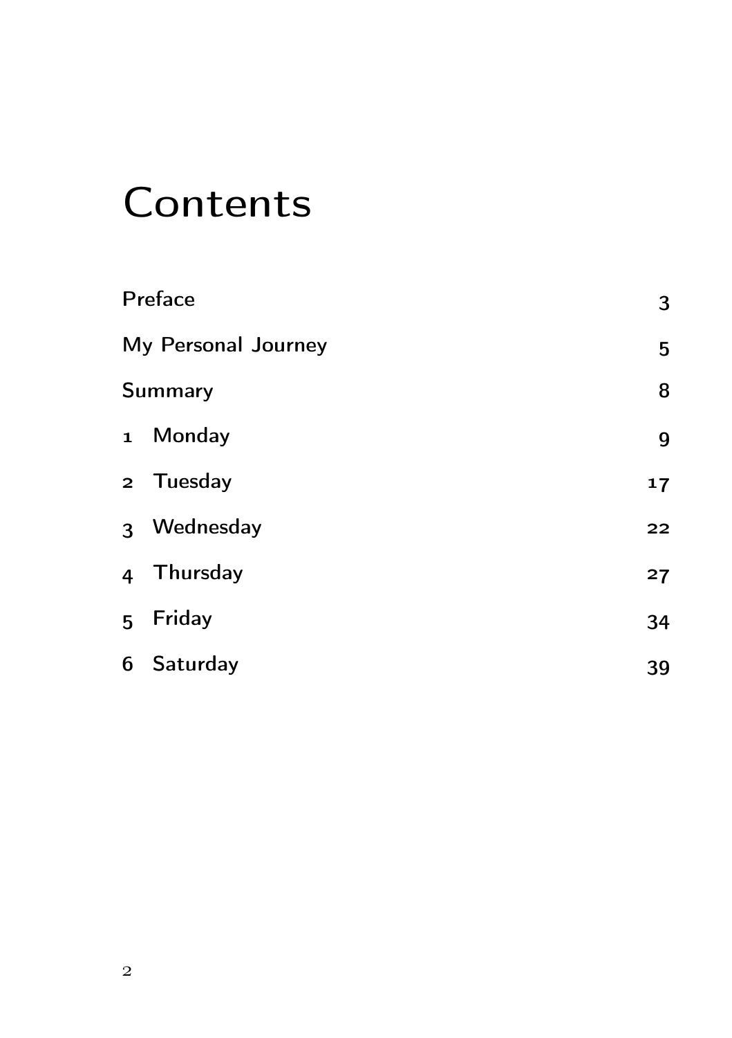# Contents

| | |
|---|---|
| Preface | 3 |
| My Personal Journey | 5 |
| Summary | 8 |
| 1 Monday | 9 |
| 2 Tuesday | 17 |
| 3 Wednesday | 22 |
| 4 Thursday | 27 |
| 5 Friday | 34 |
| 6 Saturday | 39 |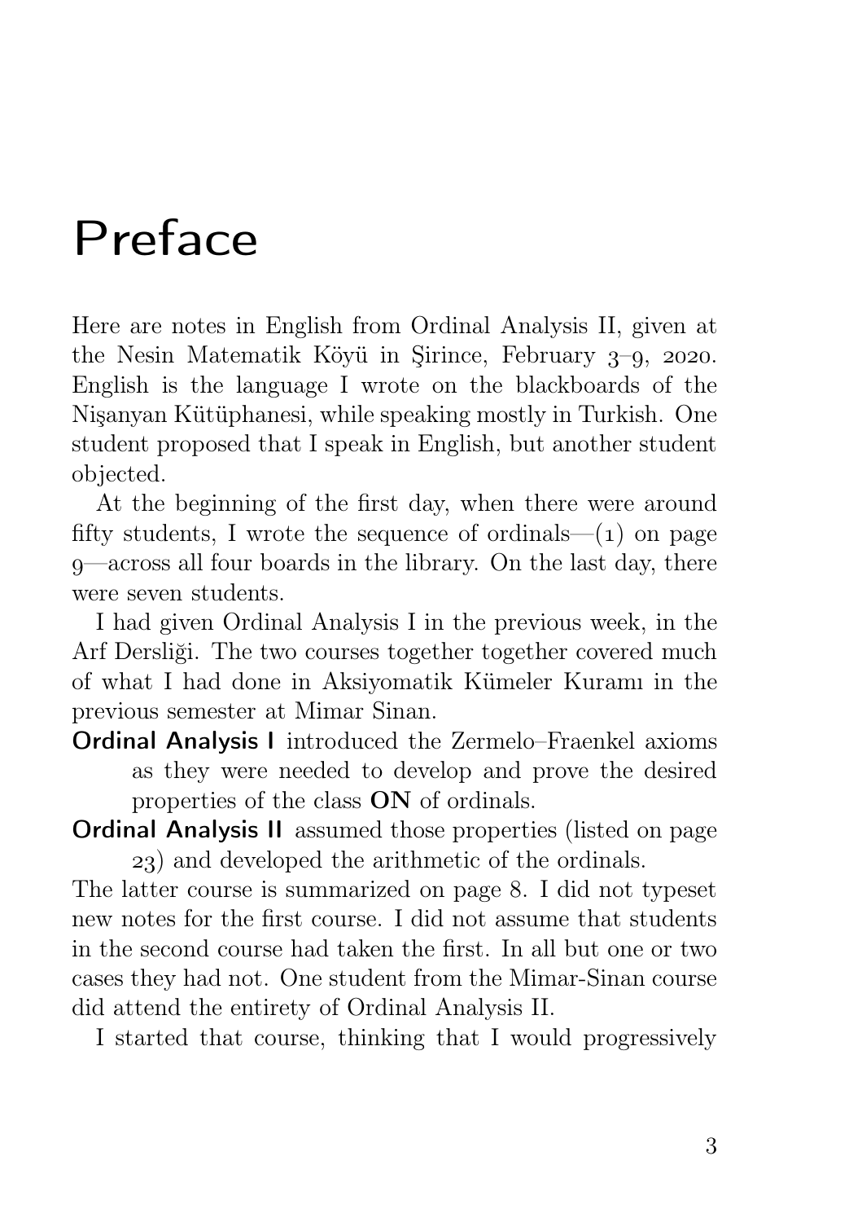# Preface

Here are notes in English from Ordinal Analysis II, given at the Nesin Matematik Köyü in Şirince, February 3–9, 2020. English is the language I wrote on the blackboards of the Nişanyan Kütüphanesi, while speaking mostly in Turkish. One student proposed that I speak in English, but another student objected.

At the beginning of the first day, when there were around fifty students, I wrote the sequence of ordinals—(1) on page 9—across all four boards in the library. On the last day, there were seven students.

I had given Ordinal Analysis I in the previous week, in the Arf Dersliği. The two courses together together covered much of what I had done in Aksiyomatik Kümeler Kuramı in the previous semester at Mimar Sinan.

**Ordinal Analysis I** introduced the Zermelo–Fraenkel axioms as they were needed to develop and prove the desired properties of the class **ON** of ordinals.

**Ordinal Analysis II** assumed those properties (listed on page 23) and developed the arithmetic of the ordinals.

The latter course is summarized on page 8. I did not typeset new notes for the first course. I did not assume that students in the second course had taken the first. In all but one or two cases they had not. One student from the Mimar-Sinan course did attend the entirety of Ordinal Analysis II.

I started that course, thinking that I would progressively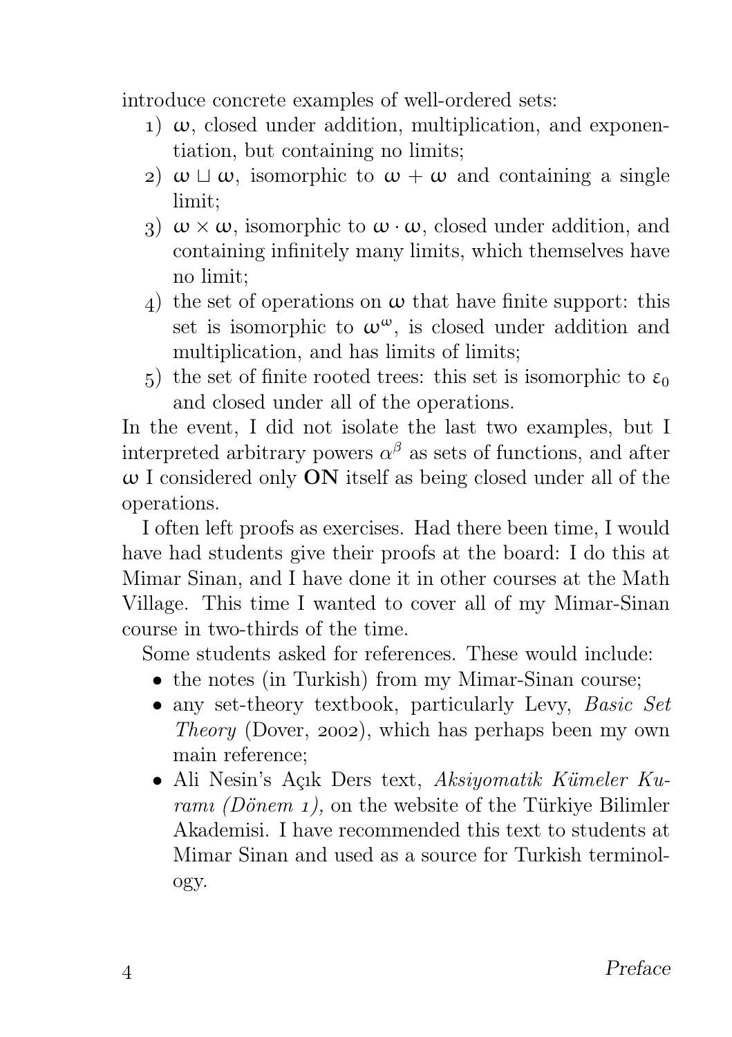introduce concrete examples of well-ordered sets:

1) $\omega$, closed under addition, multiplication, and exponentiation, but containing no limits;
2) $\omega \sqcup \omega$, isomorphic to $\omega + \omega$ and containing a single limit;
3) $\omega \times \omega$, isomorphic to $\omega \cdot \omega$, closed under addition, and containing infinitely many limits, which themselves have no limit;
4) the set of operations on $\omega$ that have finite support: this set is isomorphic to $\omega^\omega$, is closed under addition and multiplication, and has limits of limits;
5) the set of finite rooted trees: this set is isomorphic to $\varepsilon_0$ and closed under all of the operations.

In the event, I did not isolate the last two examples, but I interpreted arbitrary powers $\alpha^\beta$ as sets of functions, and after $\omega$ I considered only **ON** itself as being closed under all of the operations.

I often left proofs as exercises. Had there been time, I would have had students give their proofs at the board: I do this at Mimar Sinan, and I have done it in other courses at the Math Village. This time I wanted to cover all of my Mimar-Sinan course in two-thirds of the time.

Some students asked for references. These would include:

- the notes (in Turkish) from my Mimar-Sinan course;
- any set-theory textbook, particularly Levy, *Basic Set Theory* (Dover, 2002), which has perhaps been my own main reference;
- Ali Nesin's Açık Ders text, *Aksiyomatik Kümeler Kuramı (Dönem 1)*, on the website of the Türkiye Bilimler Akademisi. I have recommended this text to students at Mimar Sinan and used as a source for Turkish terminology.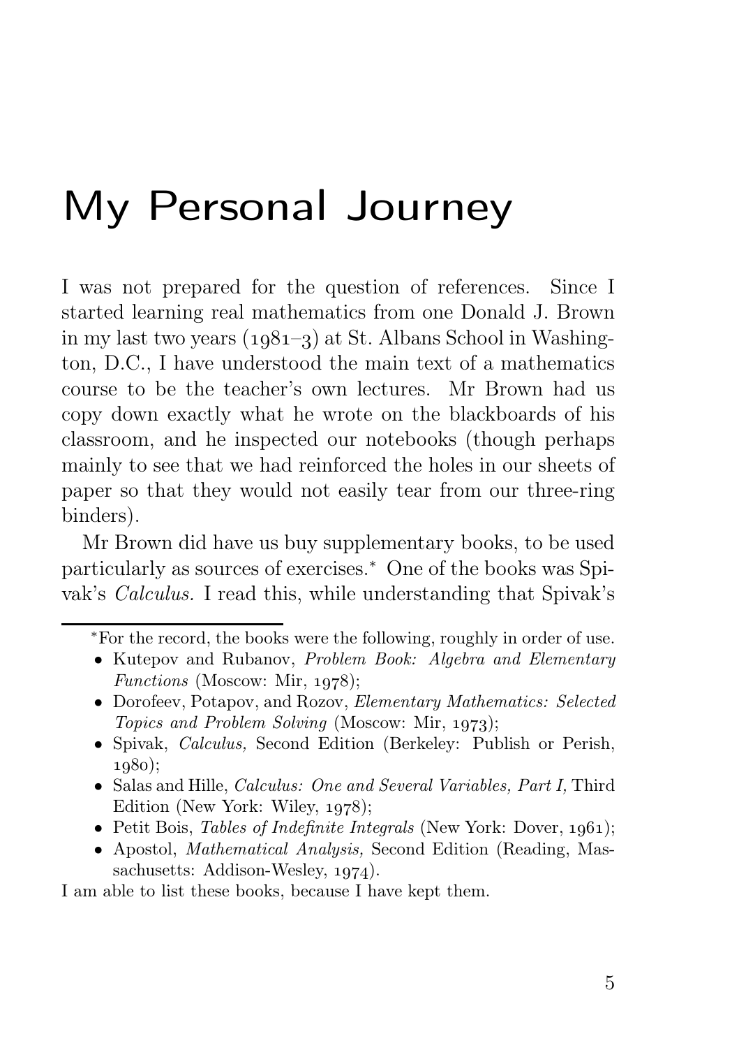# My Personal Journey

I was not prepared for the question of references. Since I started learning real mathematics from one Donald J. Brown in my last two years (1981–3) at St. Albans School in Washington, D.C., I have understood the main text of a mathematics course to be the teacher's own lectures. Mr Brown had us copy down exactly what he wrote on the blackboards of his classroom, and he inspected our notebooks (though perhaps mainly to see that we had reinforced the holes in our sheets of paper so that they would not easily tear from our three-ring binders).

Mr Brown did have us buy supplementary books, to be used particularly as sources of exercises.* One of the books was Spivak's *Calculus.* I read this, while understanding that Spivak's

---

*For the record, the books were the following, roughly in order of use.

- Kutepov and Rubanov, *Problem Book: Algebra and Elementary Functions* (Moscow: Mir, 1978);
- Dorofeev, Potapov, and Rozov, *Elementary Mathematics: Selected Topics and Problem Solving* (Moscow: Mir, 1973);
- Spivak, *Calculus,* Second Edition (Berkeley: Publish or Perish, 1980);
- Salas and Hille, *Calculus: One and Several Variables, Part I,* Third Edition (New York: Wiley, 1978);
- Petit Bois, *Tables of Indefinite Integrals* (New York: Dover, 1961);
- Apostol, *Mathematical Analysis,* Second Edition (Reading, Massachusetts: Addison-Wesley, 1974).

I am able to list these books, because I have kept them.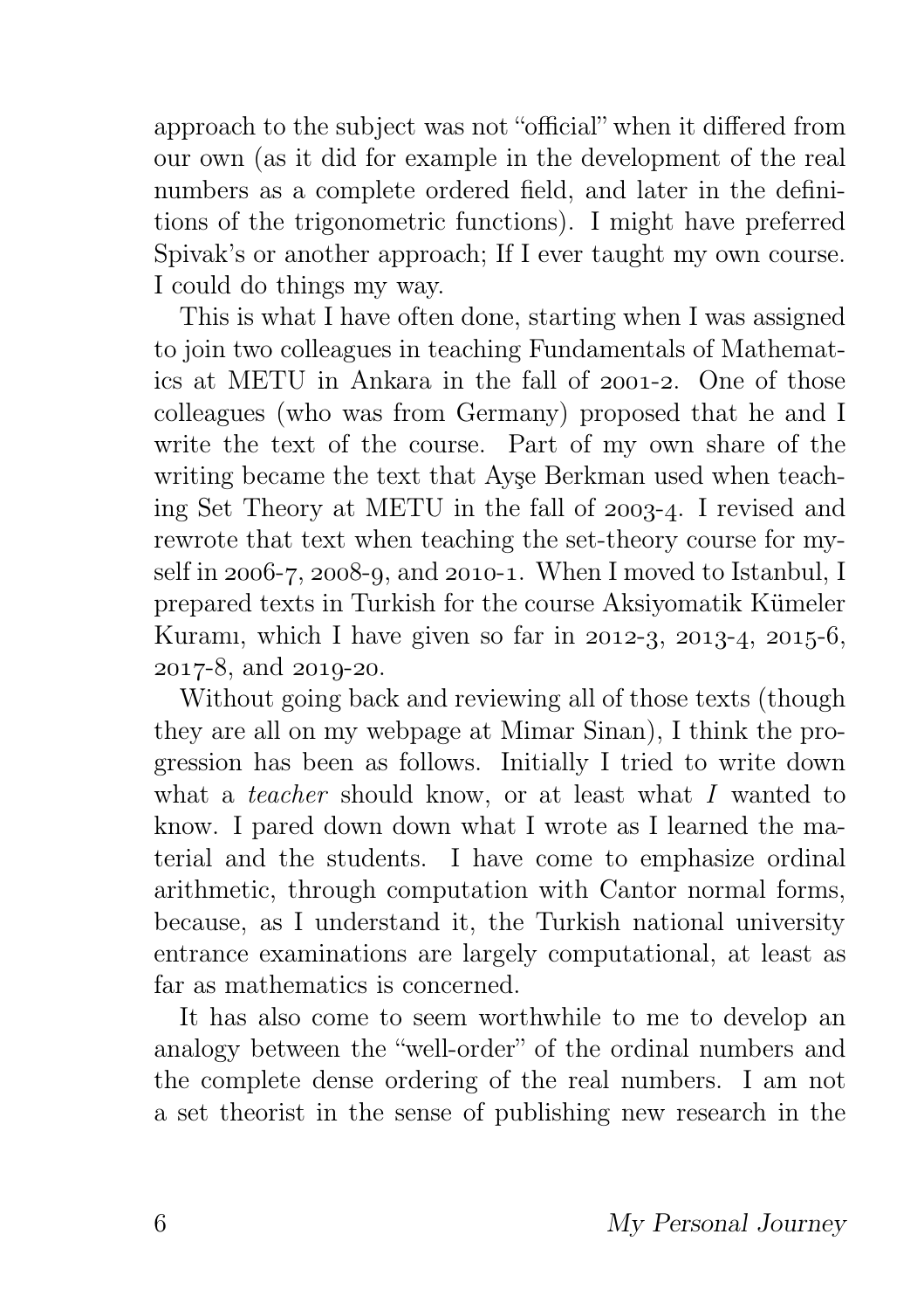approach to the subject was not "official" when it differed from our own (as it did for example in the development of the real numbers as a complete ordered field, and later in the definitions of the trigonometric functions). I might have preferred Spivak's or another approach; If I ever taught my own course. I could do things my way.

This is what I have often done, starting when I was assigned to join two colleagues in teaching Fundamentals of Mathematics at METU in Ankara in the fall of 2001-2. One of those colleagues (who was from Germany) proposed that he and I write the text of the course. Part of my own share of the writing became the text that Ayşe Berkman used when teaching Set Theory at METU in the fall of 2003-4. I revised and rewrote that text when teaching the set-theory course for myself in 2006-7, 2008-9, and 2010-1. When I moved to Istanbul, I prepared texts in Turkish for the course Aksiyomatik Kümeler Kuramı, which I have given so far in 2012-3, 2013-4, 2015-6, 2017-8, and 2019-20.

Without going back and reviewing all of those texts (though they are all on my webpage at Mimar Sinan), I think the progression has been as follows. Initially I tried to write down what a *teacher* should know, or at least what *I* wanted to know. I pared down down what I wrote as I learned the material and the students. I have come to emphasize ordinal arithmetic, through computation with Cantor normal forms, because, as I understand it, the Turkish national university entrance examinations are largely computational, at least as far as mathematics is concerned.

It has also come to seem worthwhile to me to develop an analogy between the "well-order" of the ordinal numbers and the complete dense ordering of the real numbers. I am not a set theorist in the sense of publishing new research in the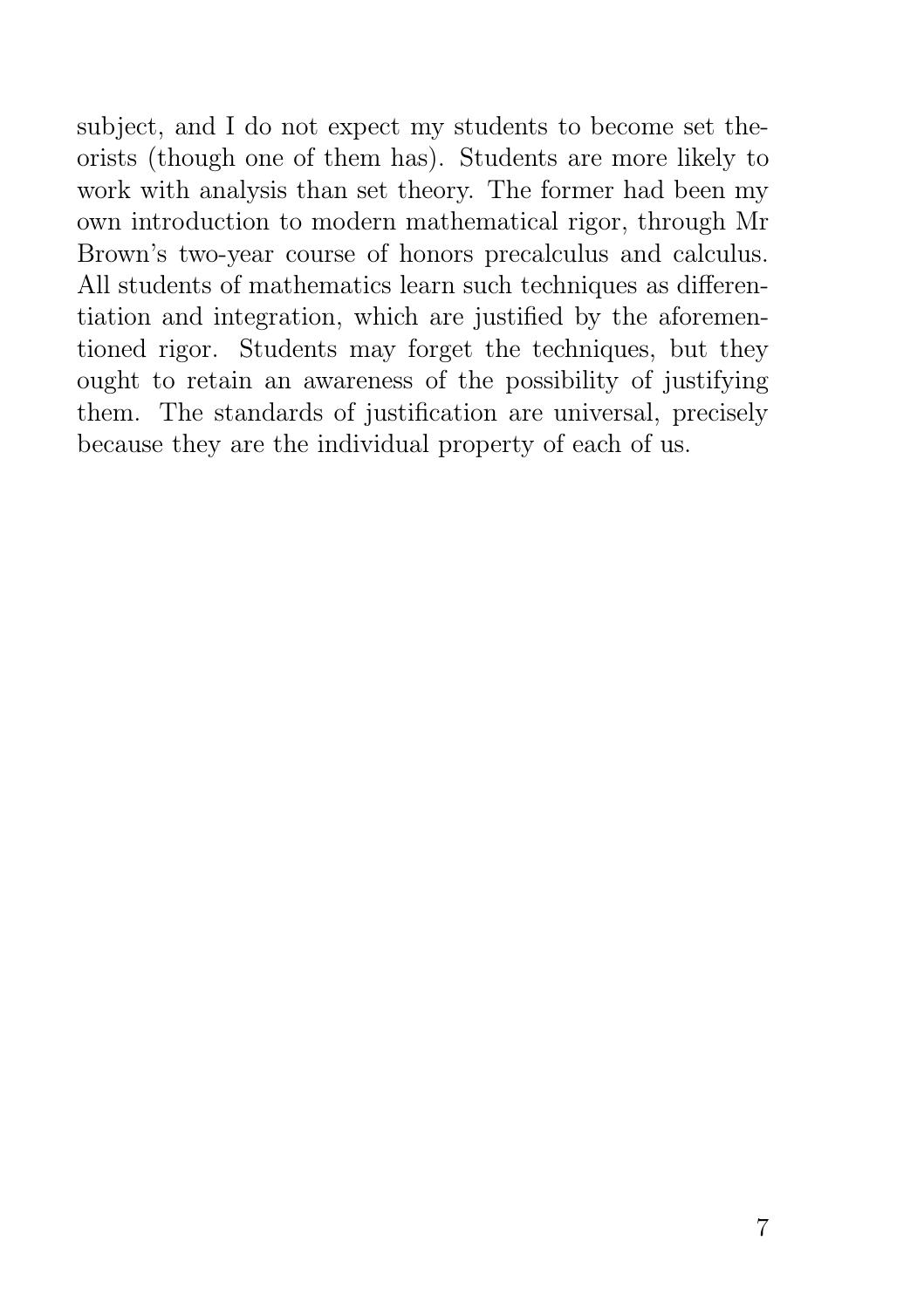subject, and I do not expect my students to become set theorists (though one of them has). Students are more likely to work with analysis than set theory. The former had been my own introduction to modern mathematical rigor, through Mr Brown's two-year course of honors precalculus and calculus. All students of mathematics learn such techniques as differentiation and integration, which are justified by the aforementioned rigor. Students may forget the techniques, but they ought to retain an awareness of the possibility of justifying them. The standards of justification are universal, precisely because they are the individual property of each of us.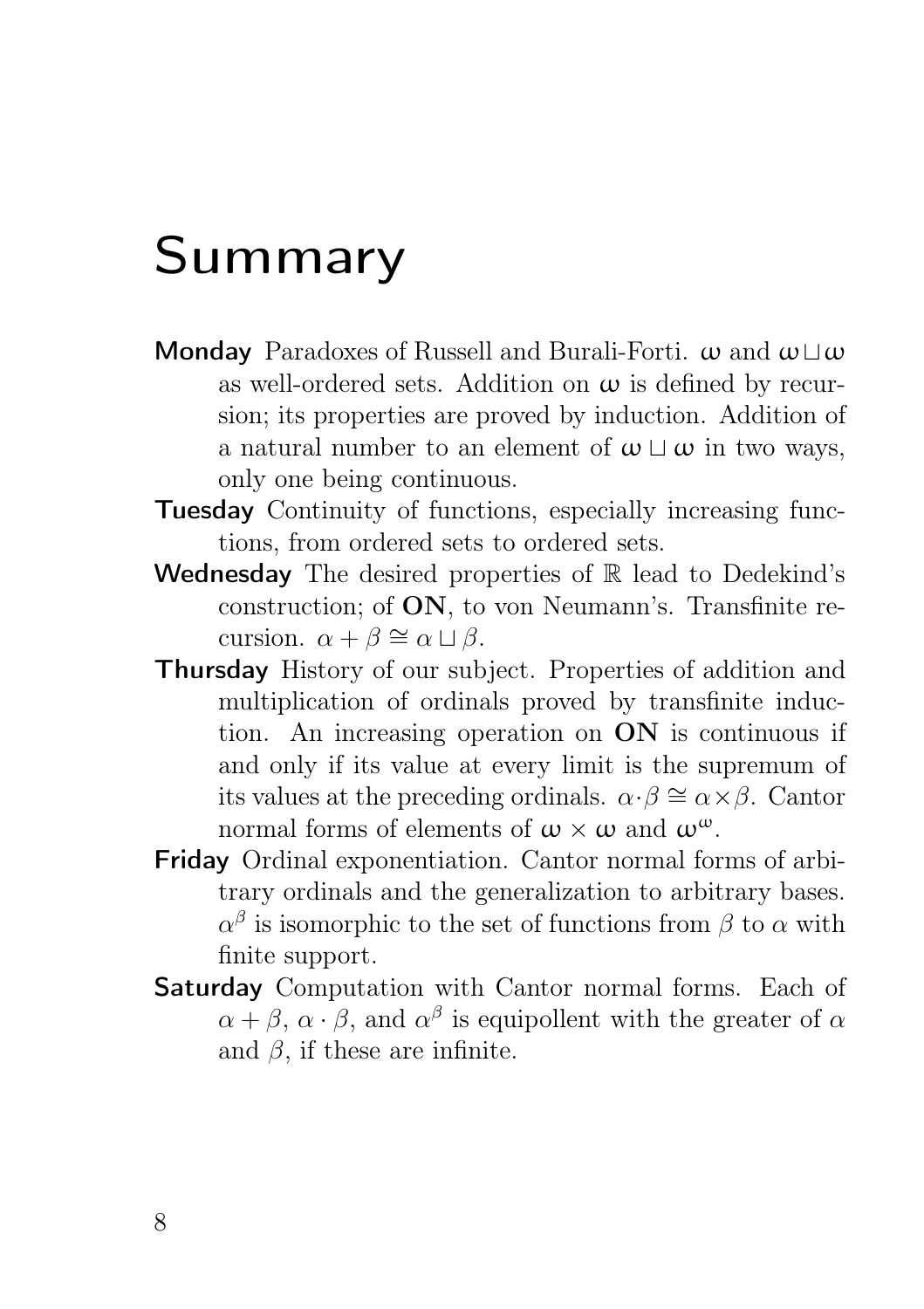# Summary

**Monday** Paradoxes of Russell and Burali-Forti. $\omega$ and $\omega \sqcup \omega$ as well-ordered sets. Addition on $\omega$ is defined by recursion; its properties are proved by induction. Addition of a natural number to an element of $\omega \sqcup \omega$ in two ways, only one being continuous.

**Tuesday** Continuity of functions, especially increasing functions, from ordered sets to ordered sets.

**Wednesday** The desired properties of $\mathbb{R}$ lead to Dedekind's construction; of **ON**, to von Neumann's. Transfinite recursion. $\alpha + \beta \cong \alpha \sqcup \beta$.

**Thursday** History of our subject. Properties of addition and multiplication of ordinals proved by transfinite induction. An increasing operation on **ON** is continuous if and only if its value at every limit is the supremum of its values at the preceding ordinals. $\alpha \cdot \beta \cong \alpha \times \beta$. Cantor normal forms of elements of $\omega \times \omega$ and $\omega^\omega$.

**Friday** Ordinal exponentiation. Cantor normal forms of arbitrary ordinals and the generalization to arbitrary bases. $\alpha^\beta$ is isomorphic to the set of functions from $\beta$ to $\alpha$ with finite support.

**Saturday** Computation with Cantor normal forms. Each of $\alpha + \beta$, $\alpha \cdot \beta$, and $\alpha^\beta$ is equipollent with the greater of $\alpha$ and $\beta$, if these are infinite.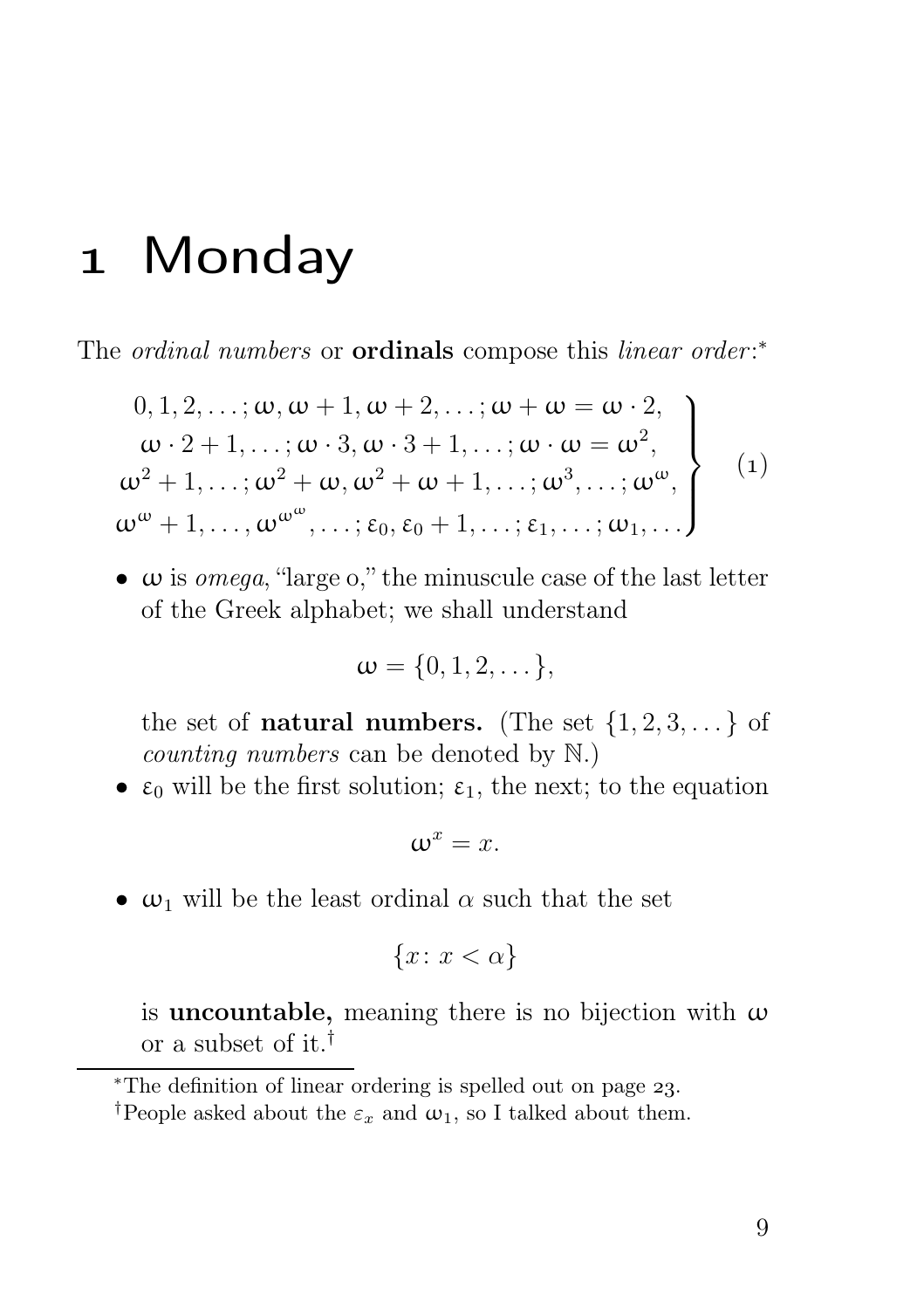# 1 Monday

The *ordinal numbers* or **ordinals** compose this *linear order*:[*]

$$\left.\begin{array}{c} 0, 1, 2, \dots; \omega, \omega+1, \omega+2, \dots; \omega+\omega = \omega\cdot 2, \\ \omega\cdot 2+1, \dots; \omega\cdot 3, \omega\cdot 3+1, \dots; \omega\cdot\omega = \omega^2, \\ \omega^2+1, \dots; \omega^2+\omega, \omega^2+\omega+1, \dots; \omega^3, \dots; \omega^\omega, \\ \omega^\omega+1, \dots, \omega^{\omega^\omega}, \dots; \varepsilon_0, \varepsilon_0+1, \dots; \varepsilon_1, \dots; \omega_1, \dots \end{array}\right\} \quad (1)$$

- $\omega$ is *omega*, "large o," the minuscule case of the last letter of the Greek alphabet; we shall understand

  $$\omega = \{0, 1, 2, \dots\},$$

  the set of **natural numbers.** (The set $\{1, 2, 3, \dots\}$ of *counting numbers* can be denoted by $\mathbb{N}$.)
- $\varepsilon_0$ will be the first solution; $\varepsilon_1$, the next; to the equation

  $$\omega^x = x.$$

- $\omega_1$ will be the least ordinal $\alpha$ such that the set

  $$\{x \colon x < \alpha\}$$

  is **uncountable,** meaning there is no bijection with $\omega$ or a subset of it.[†]

---

[*] The definition of linear ordering is spelled out on page 23.

[†] People asked about the $\varepsilon_x$ and $\omega_1$, so I talked about them.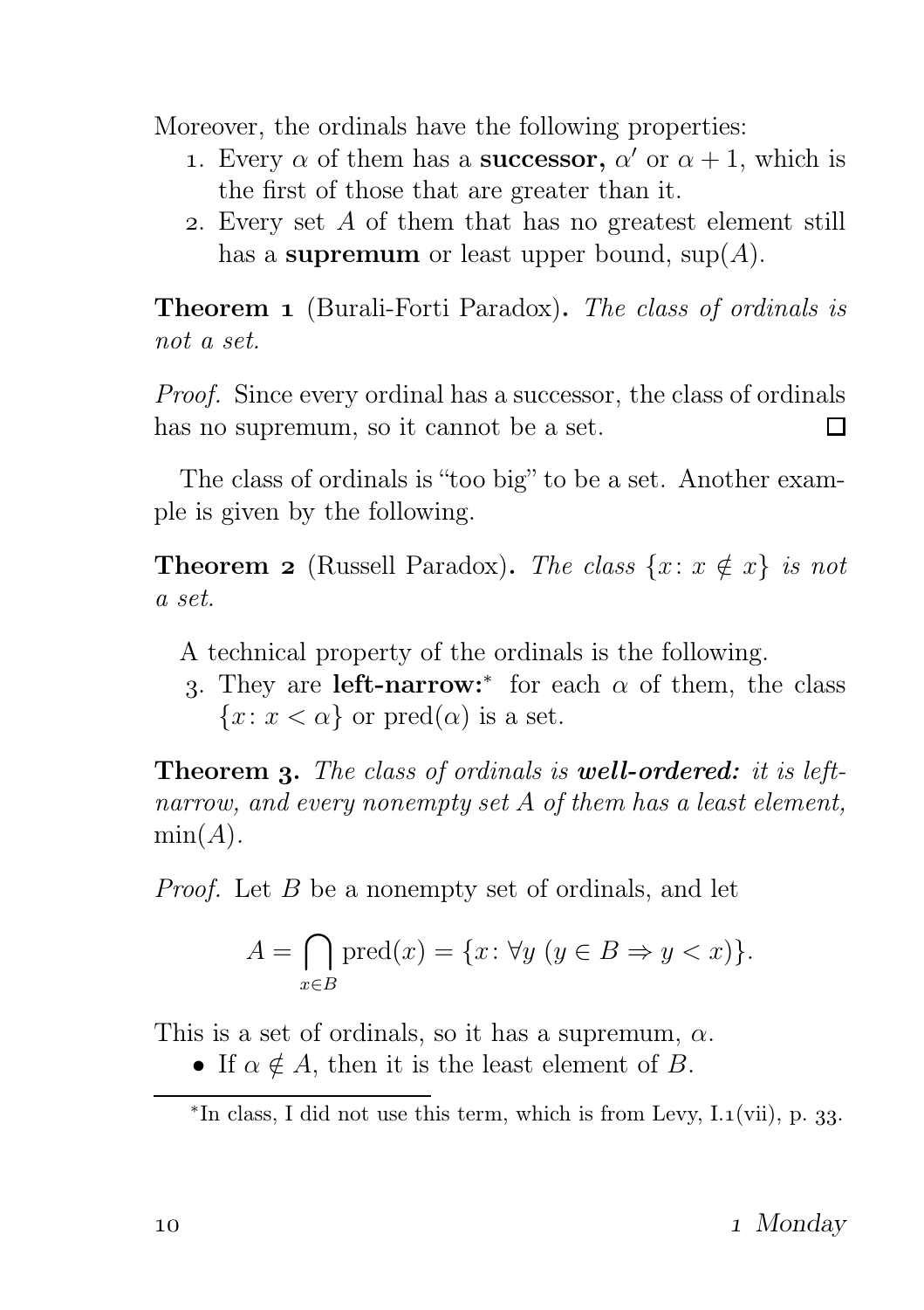Moreover, the ordinals have the following properties:

1. Every $\alpha$ of them has a **successor,** $\alpha'$ or $\alpha + 1$, which is the first of those that are greater than it.
2. Every set $A$ of them that has no greatest element still has a **supremum** or least upper bound, $\sup(A)$.

**Theorem 1** (Burali-Forti Paradox)**.** *The class of ordinals is not a set.*

*Proof.* Since every ordinal has a successor, the class of ordinals has no supremum, so it cannot be a set. □

The class of ordinals is "too big" to be a set. Another example is given by the following.

**Theorem 2** (Russell Paradox)**.** *The class* $\{x \colon x \notin x\}$ *is not a set.*

A technical property of the ordinals is the following.

3. They are **left-narrow:**[*] for each $\alpha$ of them, the class $\{x \colon x < \alpha\}$ or $\operatorname{pred}(\alpha)$ is a set.

**Theorem 3.** *The class of ordinals is* ***well-ordered:*** *it is left-narrow, and every nonempty set $A$ of them has a least element,* $\min(A)$.

*Proof.* Let $B$ be a nonempty set of ordinals, and let

$$A = \bigcap_{x \in B} \operatorname{pred}(x) = \{x \colon \forall y\ (y \in B \Rightarrow y < x)\}.$$

This is a set of ordinals, so it has a supremum, $\alpha$.

- If $\alpha \notin A$, then it is the least element of $B$.

[*] In class, I did not use this term, which is from Levy, I.1(vii), p. 33.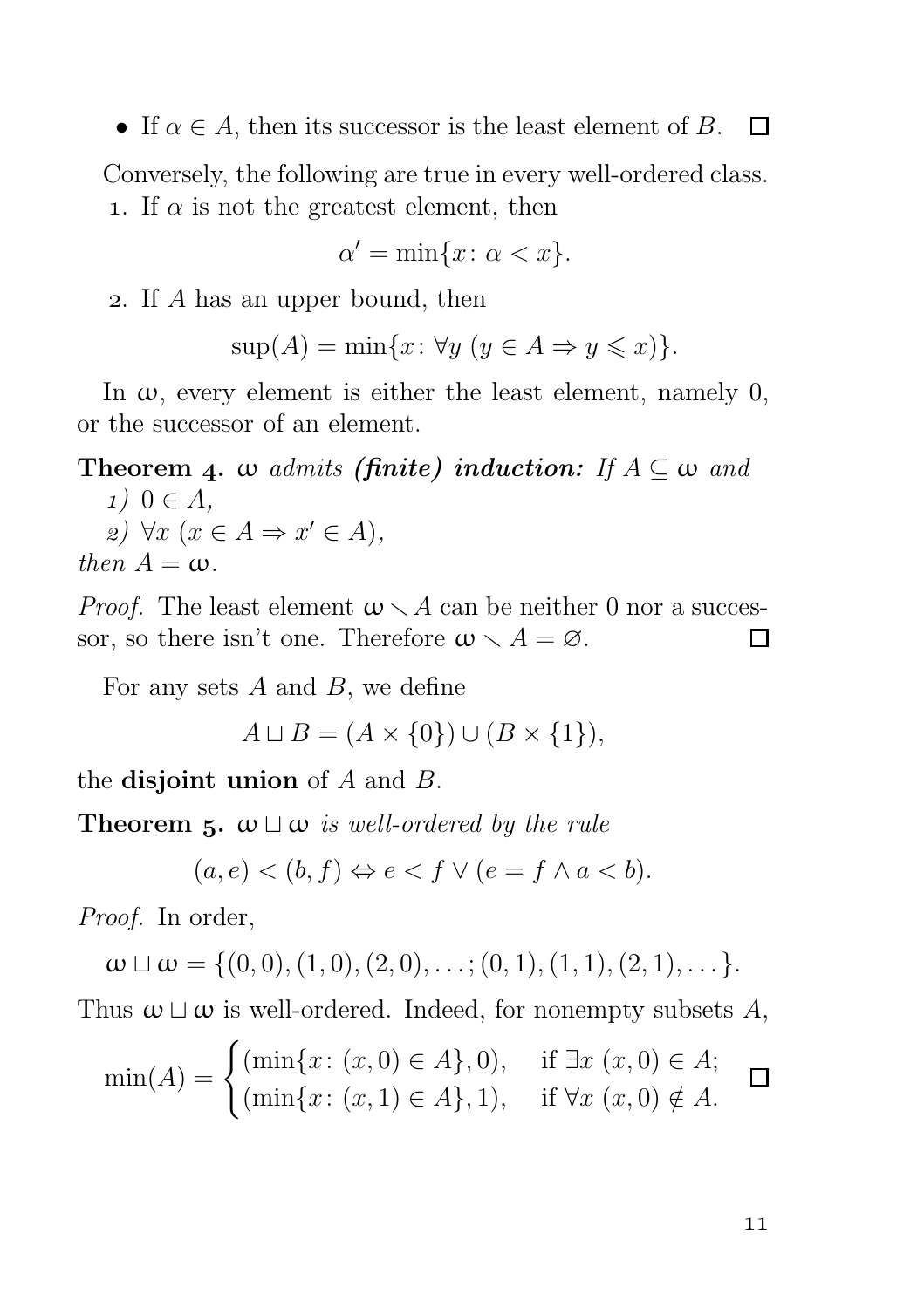- If $\alpha \in A$, then its successor is the least element of $B$. □

Conversely, the following are true in every well-ordered class.

1. If $\alpha$ is not the greatest element, then

$$\alpha' = \min\{x \colon \alpha < x\}.$$

2. If $A$ has an upper bound, then

$$\sup(A) = \min\{x \colon \forall y \ (y \in A \Rightarrow y \leqslant x)\}.$$

In $\omega$, every element is either the least element, namely 0, or the successor of an element.

**Theorem 4.** *$\omega$ admits **(finite) induction:** If $A \subseteq \omega$ and*

*1) $0 \in A$,*

*2) $\forall x \ (x \in A \Rightarrow x' \in A)$,*

*then $A = \omega$.*

*Proof.* The least element $\omega \smallsetminus A$ can be neither 0 nor a successor, so there isn't one. Therefore $\omega \smallsetminus A = \varnothing$. □

For any sets $A$ and $B$, we define

$$A \sqcup B = (A \times \{0\}) \cup (B \times \{1\}),$$

the **disjoint union** of $A$ and $B$.

**Theorem 5.** *$\omega \sqcup \omega$ is well-ordered by the rule*

$$(a, e) < (b, f) \Leftrightarrow e < f \vee (e = f \wedge a < b).$$

*Proof.* In order,

$$\omega \sqcup \omega = \{(0,0), (1,0), (2,0), \dots; (0,1), (1,1), (2,1), \dots\}.$$

Thus $\omega \sqcup \omega$ is well-ordered. Indeed, for nonempty subsets $A$,

$$\min(A) = \begin{cases} (\min\{x \colon (x,0) \in A\}, 0), & \text{if } \exists x \ (x,0) \in A; \\ (\min\{x \colon (x,1) \in A\}, 1), & \text{if } \forall x \ (x,0) \notin A. \end{cases}$$ □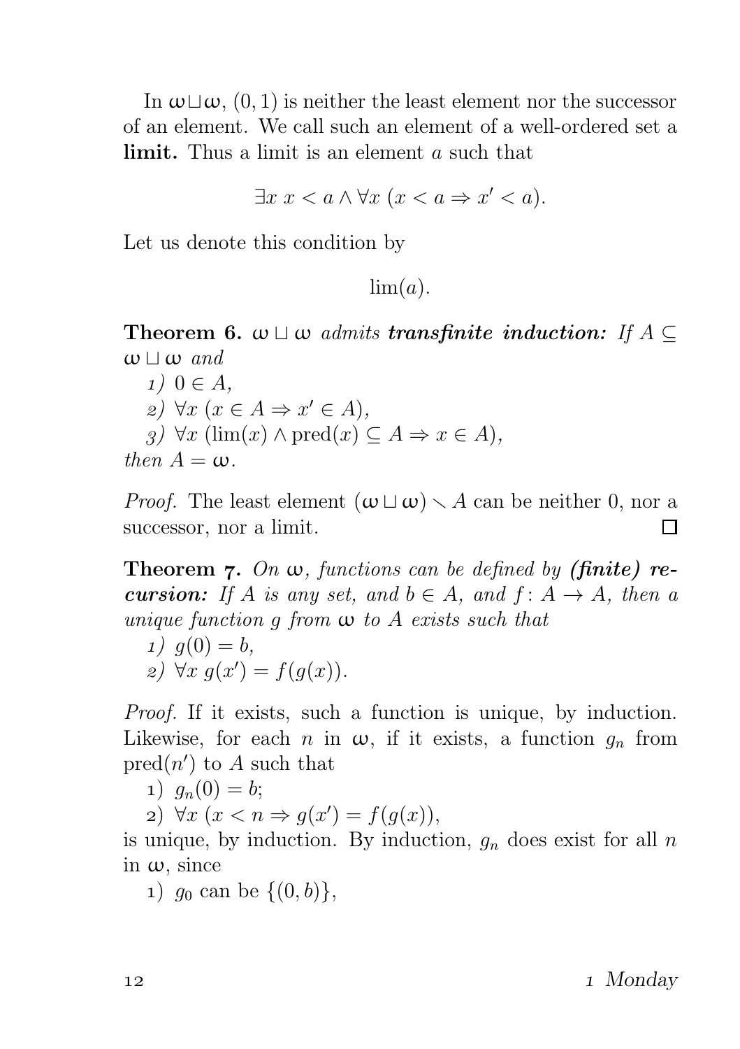In $\omega \sqcup \omega$, $(0, 1)$ is neither the least element nor the successor of an element. We call such an element of a well-ordered set a **limit.** Thus a limit is an element $a$ such that

$$\exists x\ x < a \wedge \forall x\ (x < a \Rightarrow x' < a).$$

Let us denote this condition by

$$\lim(a).$$

**Theorem 6.** *$\omega \sqcup \omega$ admits* ***transfinite induction:*** *If $A \subseteq \omega \sqcup \omega$ and*

*1) $0 \in A$,*

*2) $\forall x\ (x \in A \Rightarrow x' \in A)$,*

*3) $\forall x\ (\lim(x) \wedge \operatorname{pred}(x) \subseteq A \Rightarrow x \in A)$,*

*then $A = \omega$.*

*Proof.* The least element $(\omega \sqcup \omega) \smallsetminus A$ can be neither 0, nor a successor, nor a limit. □

**Theorem 7.** *On $\omega$, functions can be defined by* ***(finite) recursion:*** *If $A$ is any set, and $b \in A$, and $f \colon A \to A$, then a unique function $g$ from $\omega$ to $A$ exists such that*

*1) $g(0) = b$,*

*2) $\forall x\ g(x') = f(g(x))$.*

*Proof.* If it exists, such a function is unique, by induction. Likewise, for each $n$ in $\omega$, if it exists, a function $g_n$ from $\operatorname{pred}(n')$ to $A$ such that

1) $g_n(0) = b$;

2) $\forall x\ (x < n \Rightarrow g(x') = f(g(x))$,

is unique, by induction. By induction, $g_n$ does exist for all $n$ in $\omega$, since

1) $g_0$ can be $\{(0, b)\}$,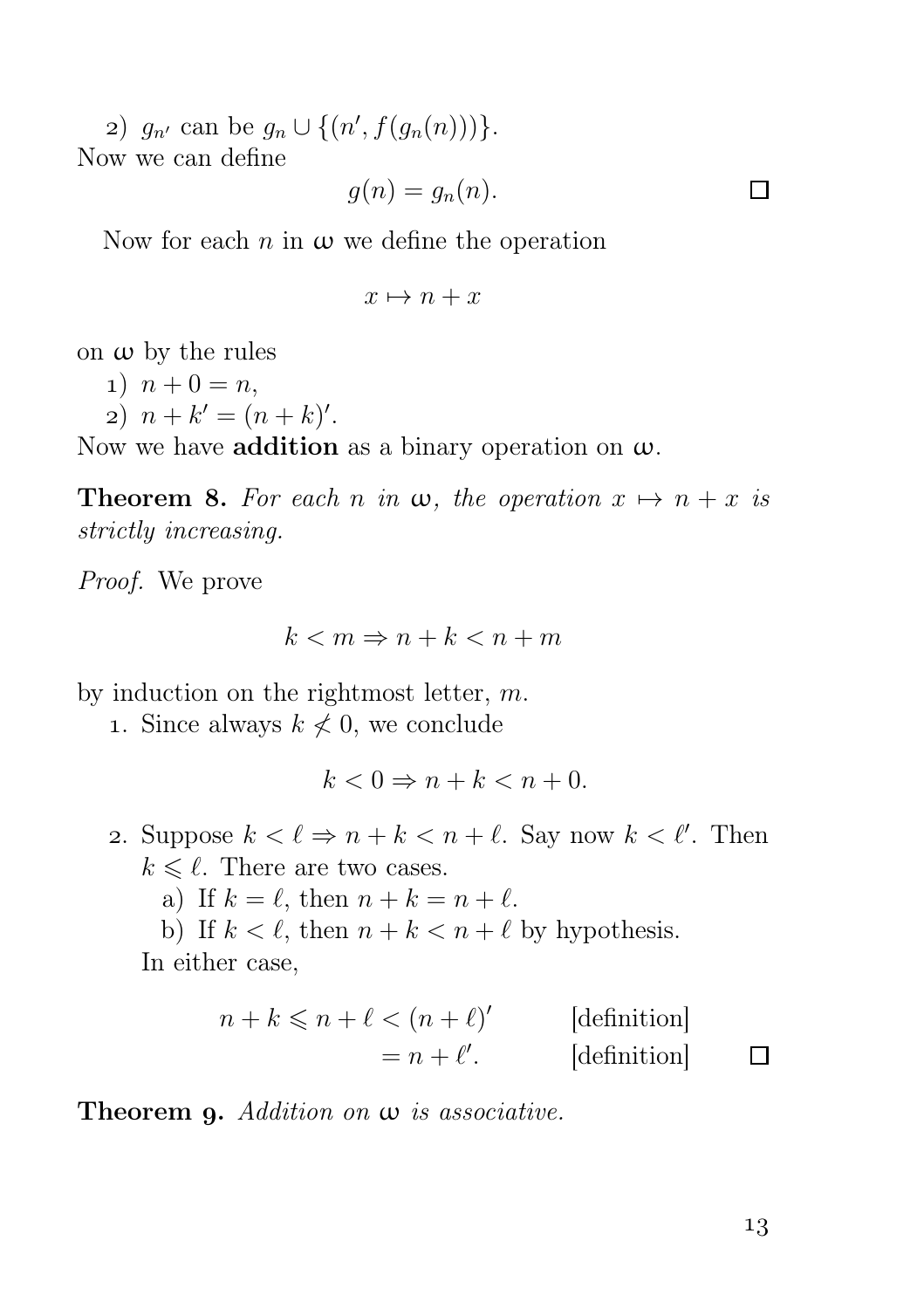2) $g_{n'}$ can be $g_n \cup \{(n', f(g_n(n)))\}$.
Now we can define

$$g(n) = g_n(n). \qquad \square$$

Now for each $n$ in $\omega$ we define the operation

$$x \mapsto n + x$$

on $\omega$ by the rules

1) $n + 0 = n$,
2) $n + k' = (n + k)'$.

Now we have **addition** as a binary operation on $\omega$.

**Theorem 8.** *For each $n$ in $\omega$, the operation $x \mapsto n + x$ is strictly increasing.*

*Proof.* We prove

$$k < m \Rightarrow n + k < n + m$$

by induction on the rightmost letter, $m$.

1. Since always $k \not< 0$, we conclude

$$k < 0 \Rightarrow n + k < n + 0.$$

2. Suppose $k < \ell \Rightarrow n + k < n + \ell$. Say now $k < \ell'$. Then $k \leqslant \ell$. There are two cases.
   a) If $k = \ell$, then $n + k = n + \ell$.
   b) If $k < \ell$, then $n + k < n + \ell$ by hypothesis.

   In either case,

$$\begin{aligned} n + k \leqslant n + \ell &< (n + \ell)' && \text{[definition]} \\ &= n + \ell'. && \text{[definition]} \end{aligned} \qquad \square$$

**Theorem 9.** *Addition on $\omega$ is associative.*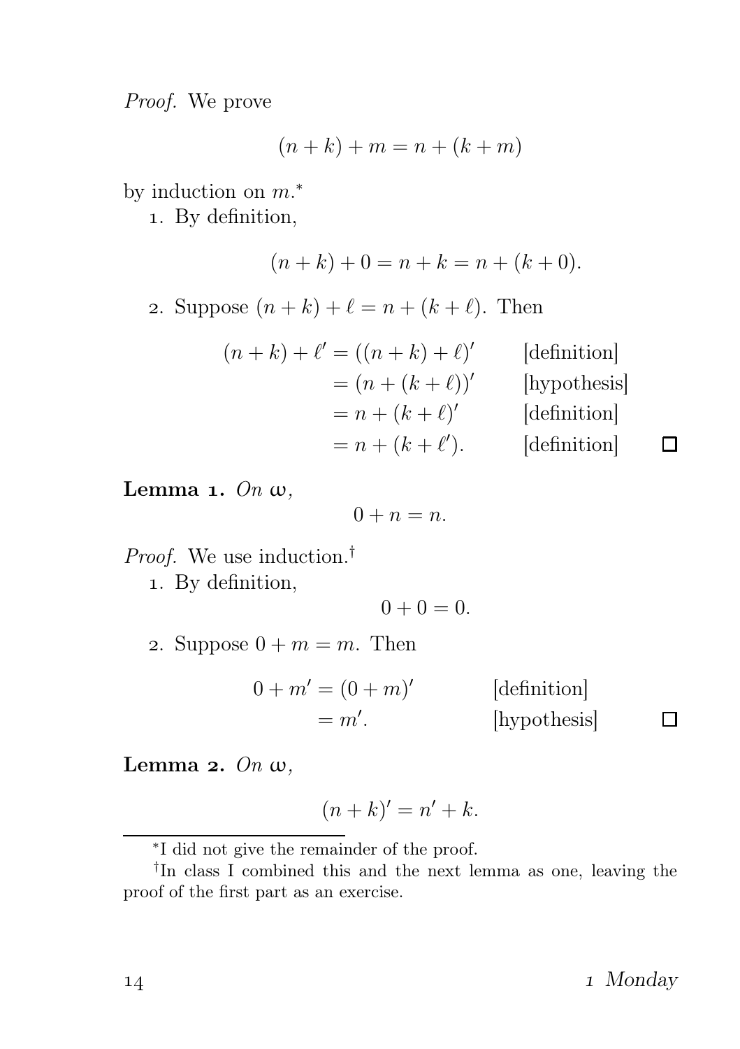*Proof.* We prove

$$(n+k)+m = n+(k+m)$$

by induction on $m$.*

1. By definition,

$$(n+k)+0 = n+k = n+(k+0).$$

2. Suppose $(n+k)+\ell = n+(k+\ell)$. Then

$$\begin{aligned}
(n+k)+\ell' &= ((n+k)+\ell)' && \text{[definition]}\\
&= (n+(k+\ell))' && \text{[hypothesis]}\\
&= n+(k+\ell)' && \text{[definition]}\\
&= n+(k+\ell'). && \text{[definition]}
\end{aligned}$$

□

**Lemma 1.** *On* $\omega$,

$$0+n = n.$$

*Proof.* We use induction.†

1. By definition,

$$0+0=0.$$

2. Suppose $0+m=m$. Then

$$\begin{aligned}
0+m' &= (0+m)' && \text{[definition]}\\
&= m'. && \text{[hypothesis]}
\end{aligned}$$

□

**Lemma 2.** *On* $\omega$,

$$(n+k)' = n'+k.$$

---

*I did not give the remainder of the proof.

†In class I combined this and the next lemma as one, leaving the proof of the first part as an exercise.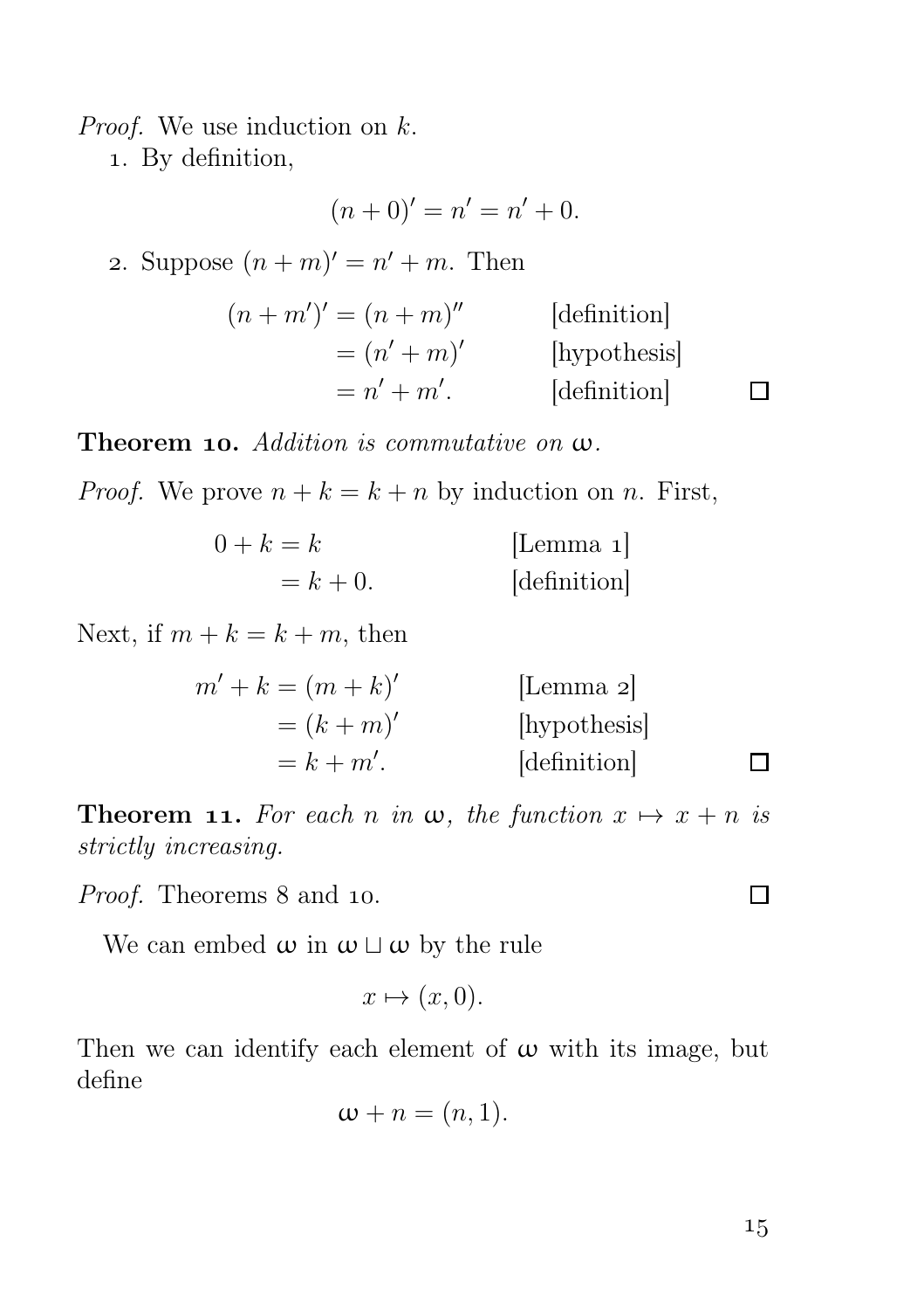*Proof.* We use induction on $k$.

1. By definition,

$$(n+0)' = n' = n' + 0.$$

2. Suppose $(n+m)' = n' + m$. Then

$$\begin{aligned}
(n+m')' &= (n+m)'' && \text{[definition]} \\
&= (n'+m)' && \text{[hypothesis]} \\
&= n' + m'. && \text{[definition]}
\end{aligned}$$

□

**Theorem 10.** *Addition is commutative on* $\omega$.

*Proof.* We prove $n + k = k + n$ by induction on $n$. First,

$$\begin{aligned}
0 + k &= k && \text{[Lemma 1]} \\
&= k + 0. && \text{[definition]}
\end{aligned}$$

Next, if $m + k = k + m$, then

$$\begin{aligned}
m' + k &= (m+k)' && \text{[Lemma 2]} \\
&= (k+m)' && \text{[hypothesis]} \\
&= k + m'. && \text{[definition]}
\end{aligned}$$

□

**Theorem 11.** *For each* $n$ *in* $\omega$, *the function* $x \mapsto x + n$ *is strictly increasing.*

*Proof.* Theorems 8 and 10. □

We can embed $\omega$ in $\omega \sqcup \omega$ by the rule

$$x \mapsto (x, 0).$$

Then we can identify each element of $\omega$ with its image, but define

$$\omega + n = (n, 1).$$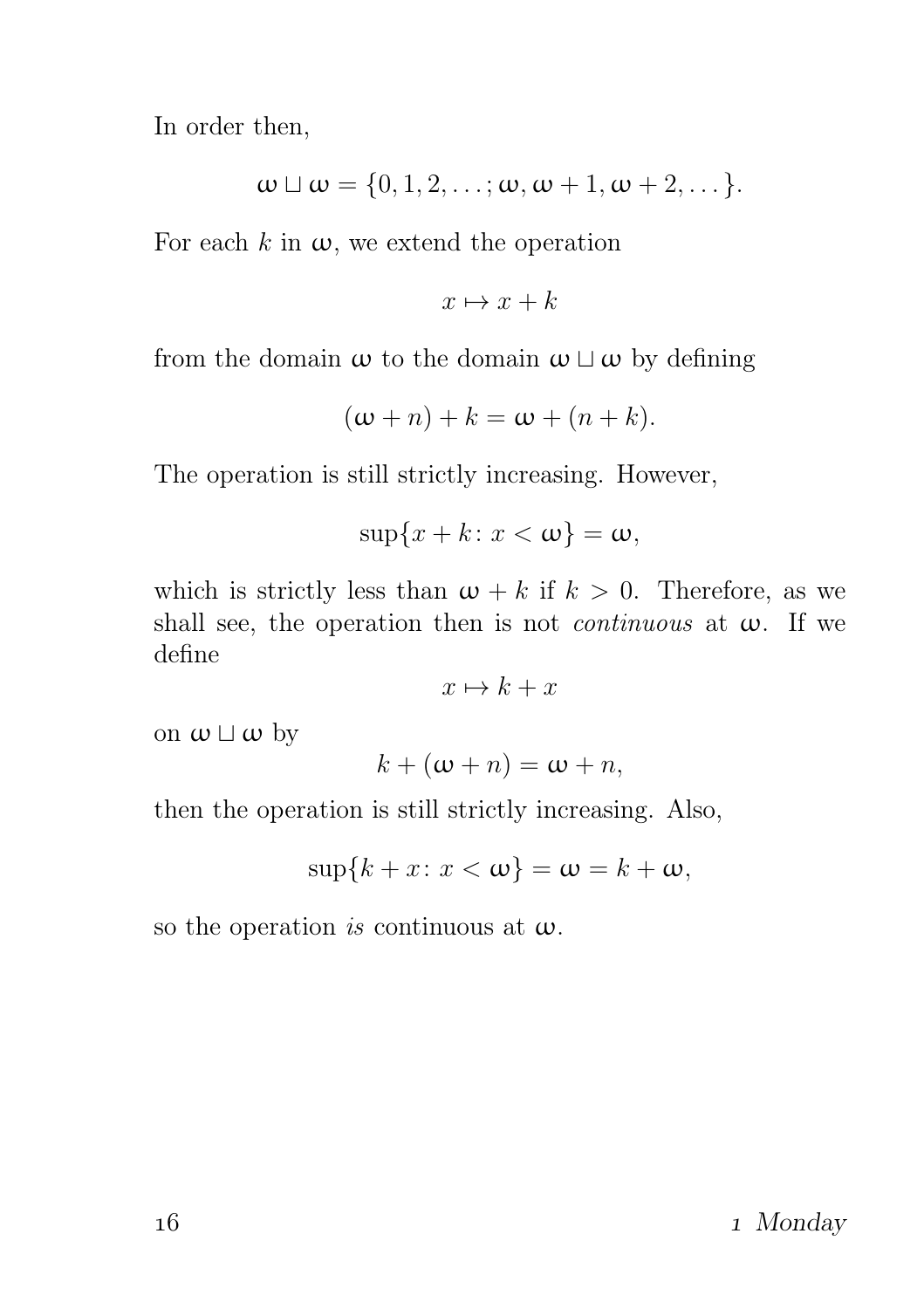In order then,

$$\omega \sqcup \omega = \{0, 1, 2, \dots; \omega, \omega + 1, \omega + 2, \dots\}.$$

For each $k$ in $\omega$, we extend the operation

$$x \mapsto x + k$$

from the domain $\omega$ to the domain $\omega \sqcup \omega$ by defining

$$(\omega + n) + k = \omega + (n + k).$$

The operation is still strictly increasing. However,

$$\sup\{x + k \colon x < \omega\} = \omega,$$

which is strictly less than $\omega + k$ if $k > 0$. Therefore, as we shall see, the operation then is not *continuous* at $\omega$. If we define

$$x \mapsto k + x$$

on $\omega \sqcup \omega$ by

$$k + (\omega + n) = \omega + n,$$

then the operation is still strictly increasing. Also,

$$\sup\{k + x \colon x < \omega\} = \omega = k + \omega,$$

so the operation *is* continuous at $\omega$.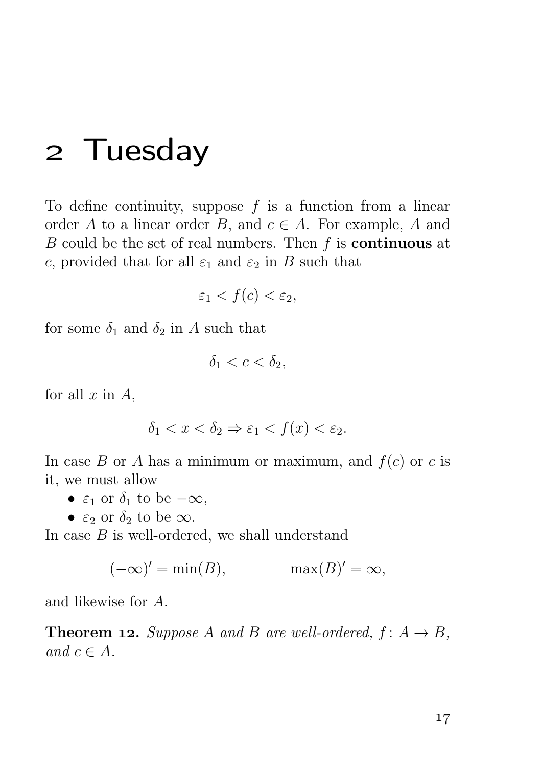# 2 Tuesday

To define continuity, suppose $f$ is a function from a linear order $A$ to a linear order $B$, and $c \in A$. For example, $A$ and $B$ could be the set of real numbers. Then $f$ is **continuous** at $c$, provided that for all $\varepsilon_1$ and $\varepsilon_2$ in $B$ such that

$$\varepsilon_1 < f(c) < \varepsilon_2,$$

for some $\delta_1$ and $\delta_2$ in $A$ such that

$$\delta_1 < c < \delta_2,$$

for all $x$ in $A$,

$$\delta_1 < x < \delta_2 \Rightarrow \varepsilon_1 < f(x) < \varepsilon_2.$$

In case $B$ or $A$ has a minimum or maximum, and $f(c)$ or $c$ is it, we must allow

- $\varepsilon_1$ or $\delta_1$ to be $-\infty$,
- $\varepsilon_2$ or $\delta_2$ to be $\infty$.

In case $B$ is well-ordered, we shall understand

$$(-\infty)' = \min(B), \qquad \max(B)' = \infty,$$

and likewise for $A$.

**Theorem 12.** *Suppose $A$ and $B$ are well-ordered, $f\colon A \to B$, and $c \in A$.*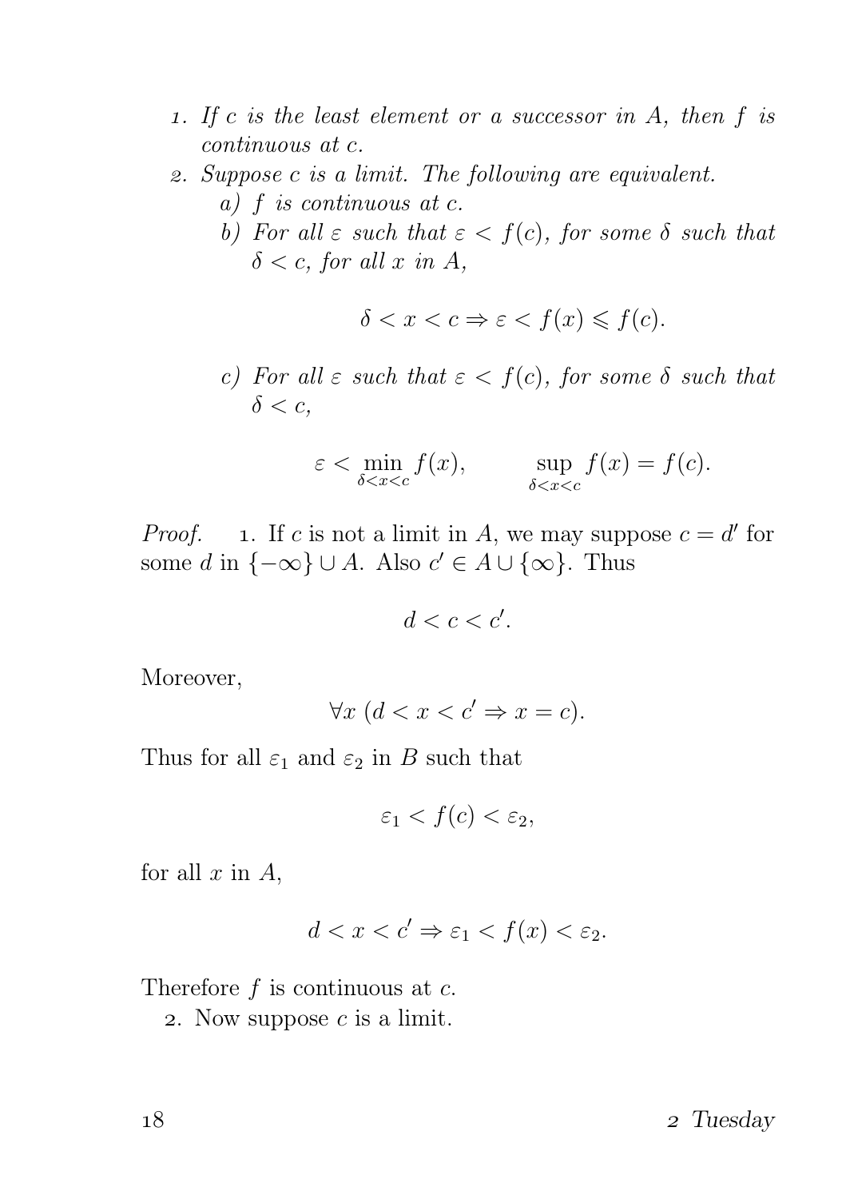1. *If $c$ is the least element or a successor in $A$, then $f$ is continuous at $c$.*
2. *Suppose $c$ is a limit. The following are equivalent.*
   a) *$f$ is continuous at $c$.*
   b) *For all $\varepsilon$ such that $\varepsilon < f(c)$, for some $\delta$ such that $\delta < c$, for all $x$ in $A$,*

$$\delta < x < c \Rightarrow \varepsilon < f(x) \leqslant f(c).$$

   c) *For all $\varepsilon$ such that $\varepsilon < f(c)$, for some $\delta$ such that $\delta < c$,*

$$\varepsilon < \min_{\delta<x<c} f(x), \qquad \sup_{\delta<x<c} f(x) = f(c).$$

*Proof.* 1. If $c$ is not a limit in $A$, we may suppose $c = d'$ for some $d$ in $\{-\infty\} \cup A$. Also $c' \in A \cup \{\infty\}$. Thus

$$d < c < c'.$$

Moreover,

$$\forall x\ (d < x < c' \Rightarrow x = c).$$

Thus for all $\varepsilon_1$ and $\varepsilon_2$ in $B$ such that

$$\varepsilon_1 < f(c) < \varepsilon_2,$$

for all $x$ in $A$,

$$d < x < c' \Rightarrow \varepsilon_1 < f(x) < \varepsilon_2.$$

Therefore $f$ is continuous at $c$.

2. Now suppose $c$ is a limit.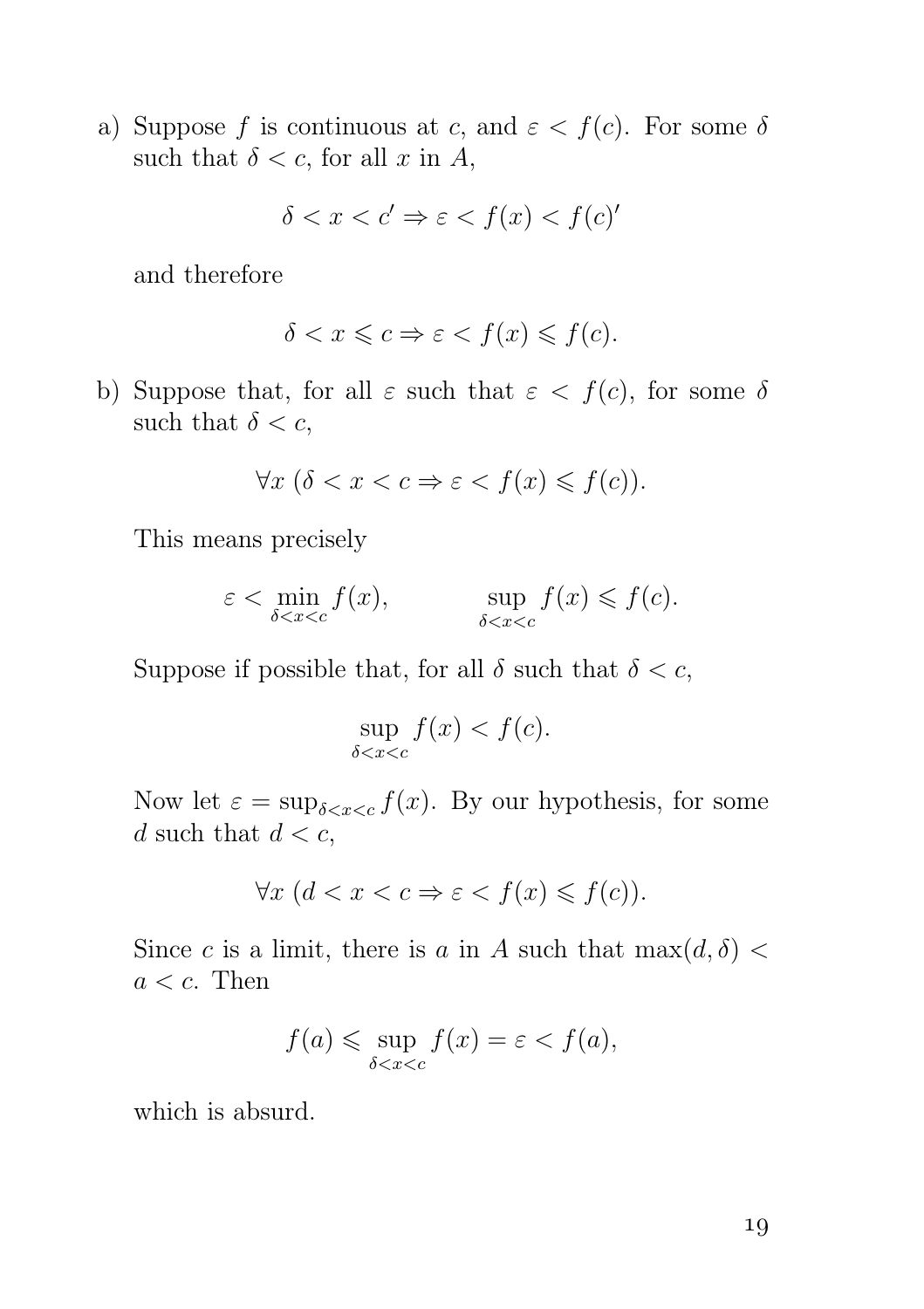a) Suppose $f$ is continuous at $c$, and $\varepsilon < f(c)$. For some $\delta$ such that $\delta < c$, for all $x$ in $A$,

$$\delta < x < c' \Rightarrow \varepsilon < f(x) < f(c)'$$

and therefore

$$\delta < x \leqslant c \Rightarrow \varepsilon < f(x) \leqslant f(c).$$

b) Suppose that, for all $\varepsilon$ such that $\varepsilon < f(c)$, for some $\delta$ such that $\delta < c$,

$$\forall x \; (\delta < x < c \Rightarrow \varepsilon < f(x) \leqslant f(c)).$$

This means precisely

$$\varepsilon < \min_{\delta < x < c} f(x), \qquad \sup_{\delta < x < c} f(x) \leqslant f(c).$$

Suppose if possible that, for all $\delta$ such that $\delta < c$,

$$\sup_{\delta < x < c} f(x) < f(c).$$

Now let $\varepsilon = \sup_{\delta < x < c} f(x)$. By our hypothesis, for some $d$ such that $d < c$,

$$\forall x \; (d < x < c \Rightarrow \varepsilon < f(x) \leqslant f(c)).$$

Since $c$ is a limit, there is $a$ in $A$ such that $\max(d, \delta) < a < c$. Then

$$f(a) \leqslant \sup_{\delta < x < c} f(x) = \varepsilon < f(a),$$

which is absurd.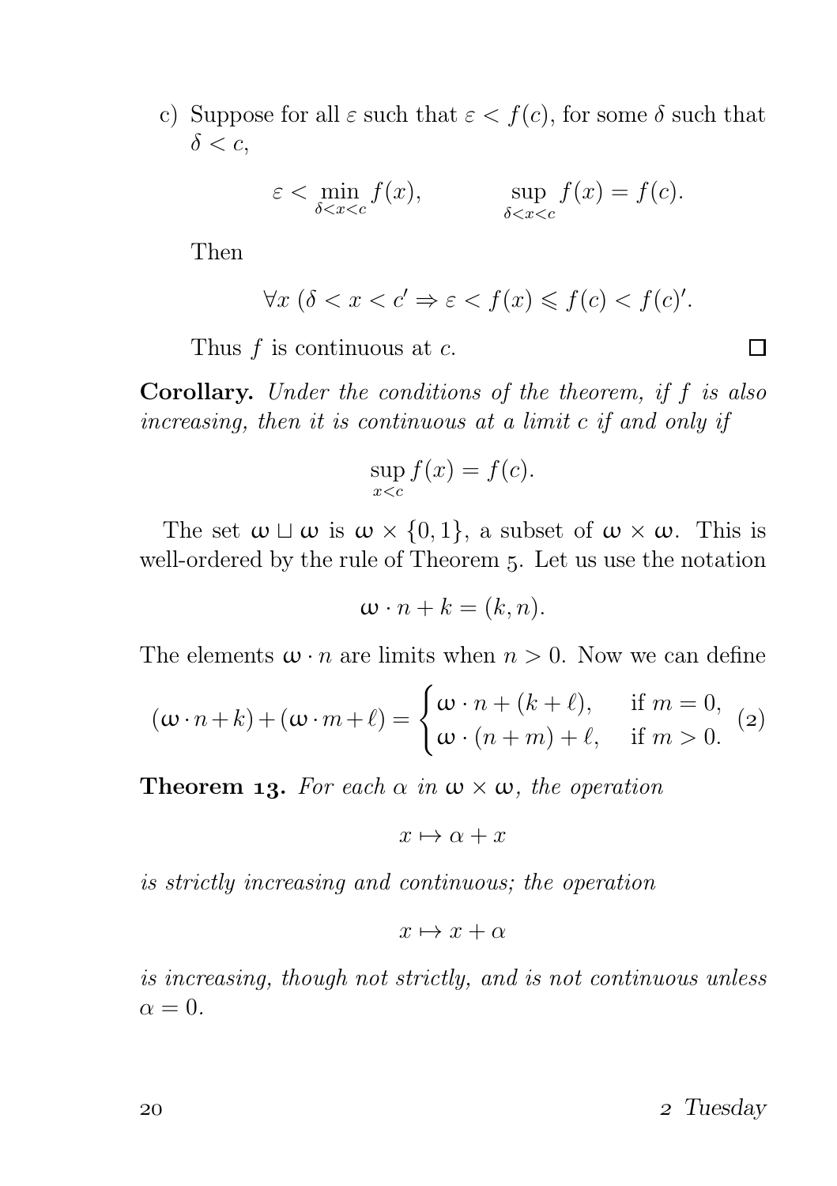c) Suppose for all $\varepsilon$ such that $\varepsilon < f(c)$, for some $\delta$ such that $\delta < c$,

$$\varepsilon < \min_{\delta < x < c} f(x), \qquad \sup_{\delta < x < c} f(x) = f(c).$$

Then

$$\forall x \; (\delta < x < c' \Rightarrow \varepsilon < f(x) \leqslant f(c) < f(c)'.$$

Thus $f$ is continuous at $c$. □

**Corollary.** *Under the conditions of the theorem, if $f$ is also increasing, then it is continuous at a limit $c$ if and only if*

$$\sup_{x<c} f(x) = f(c).$$

The set $\omega \sqcup \omega$ is $\omega \times \{0, 1\}$, a subset of $\omega \times \omega$. This is well-ordered by the rule of Theorem 5. Let us use the notation

$$\omega \cdot n + k = (k, n).$$

The elements $\omega \cdot n$ are limits when $n > 0$. Now we can define

$$(\omega \cdot n + k) + (\omega \cdot m + \ell) = \begin{cases} \omega \cdot n + (k + \ell), & \text{if } m = 0, \\ \omega \cdot (n + m) + \ell, & \text{if } m > 0. \end{cases} \tag{2}$$

**Theorem 13.** *For each $\alpha$ in $\omega \times \omega$, the operation*

$$x \mapsto \alpha + x$$

*is strictly increasing and continuous; the operation*

$$x \mapsto x + \alpha$$

*is increasing, though not strictly, and is not continuous unless $\alpha = 0$.*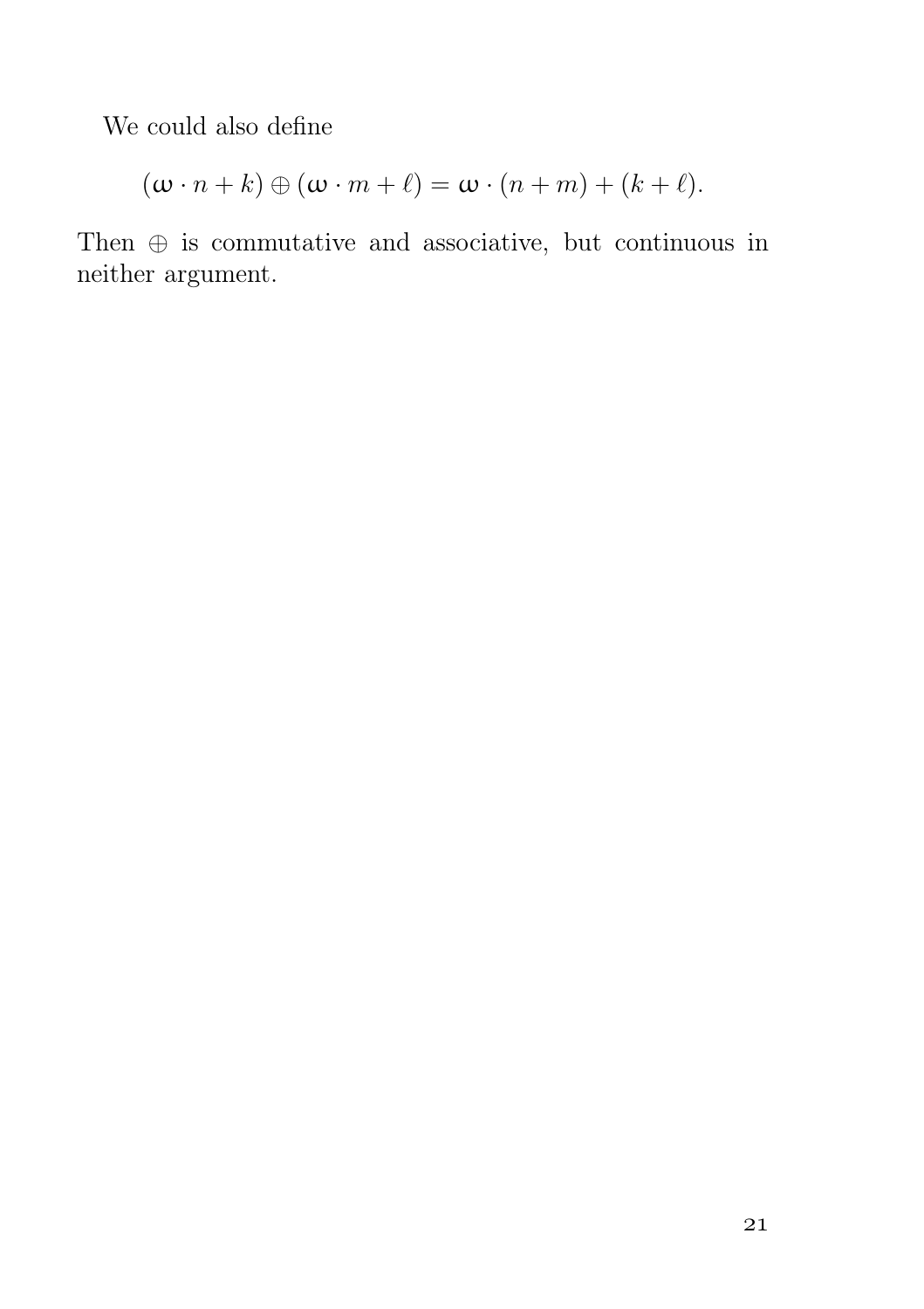We could also define

$$(\omega \cdot n + k) \oplus (\omega \cdot m + \ell) = \omega \cdot (n + m) + (k + \ell).$$

Then $\oplus$ is commutative and associative, but continuous in neither argument.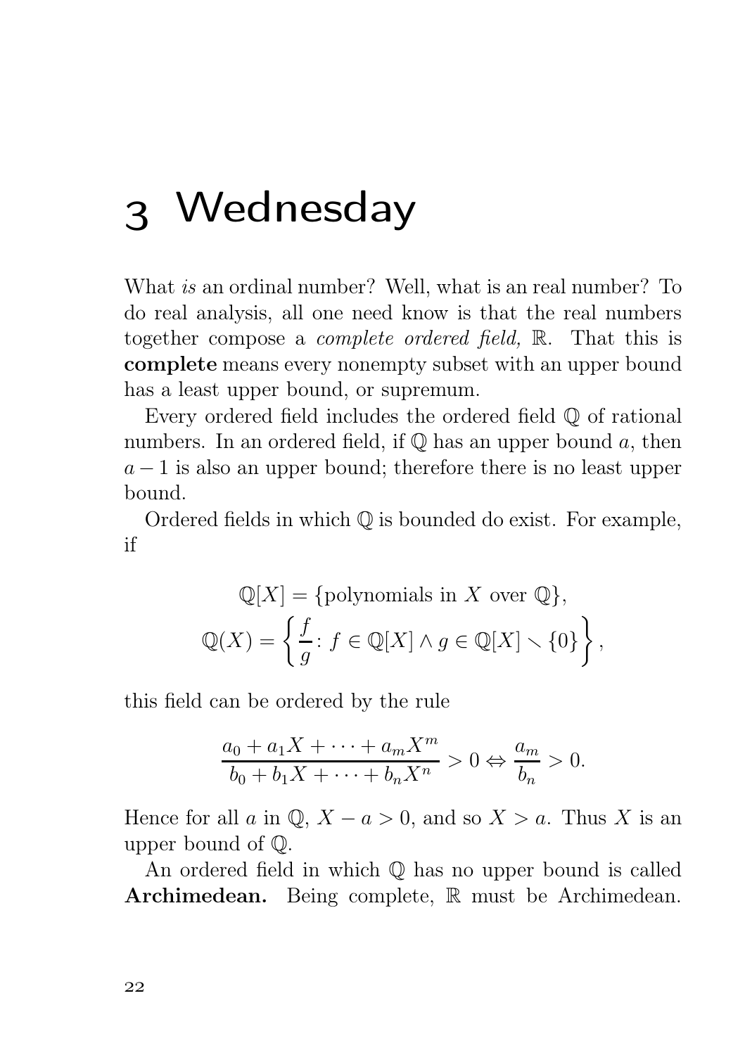# 3 Wednesday

What *is* an ordinal number? Well, what is an real number? To do real analysis, all one need know is that the real numbers together compose a *complete ordered field,* $\mathbb{R}$. That this is **complete** means every nonempty subset with an upper bound has a least upper bound, or supremum.

Every ordered field includes the ordered field $\mathbb{Q}$ of rational numbers. In an ordered field, if $\mathbb{Q}$ has an upper bound $a$, then $a-1$ is also an upper bound; therefore there is no least upper bound.

Ordered fields in which $\mathbb{Q}$ is bounded do exist. For example, if

$$\mathbb{Q}[X] = \{\text{polynomials in } X \text{ over } \mathbb{Q}\},$$
$$\mathbb{Q}(X) = \left\{\frac{f}{g} \colon f \in \mathbb{Q}[X] \wedge g \in \mathbb{Q}[X] \smallsetminus \{0\}\right\},$$

this field can be ordered by the rule

$$\frac{a_0 + a_1X + \cdots + a_mX^m}{b_0 + b_1X + \cdots + b_nX^n} > 0 \Leftrightarrow \frac{a_m}{b_n} > 0.$$

Hence for all $a$ in $\mathbb{Q}$, $X - a > 0$, and so $X > a$. Thus $X$ is an upper bound of $\mathbb{Q}$.

An ordered field in which $\mathbb{Q}$ has no upper bound is called **Archimedean.** Being complete, $\mathbb{R}$ must be Archimedean.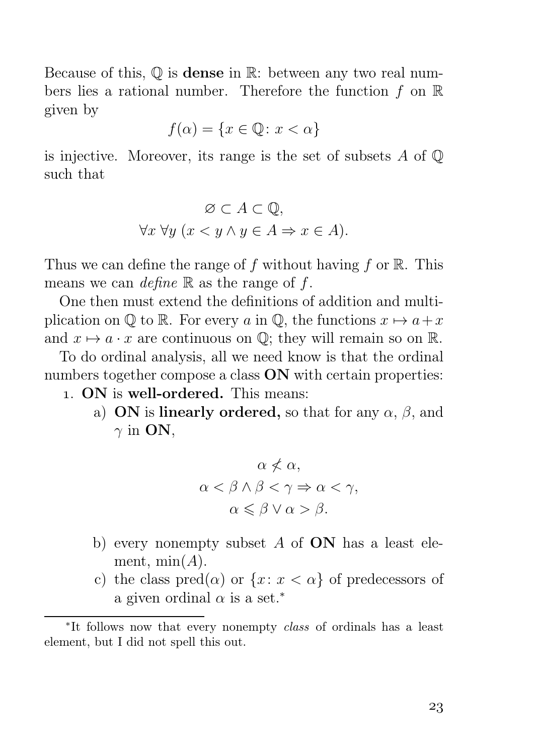Because of this, $\mathbb{Q}$ is **dense** in $\mathbb{R}$: between any two real numbers lies a rational number. Therefore the function $f$ on $\mathbb{R}$ given by

$$f(\alpha) = \{x \in \mathbb{Q} \colon x < \alpha\}$$

is injective. Moreover, its range is the set of subsets $A$ of $\mathbb{Q}$ such that

$$\varnothing \subset A \subset \mathbb{Q},$$
$$\forall x \; \forall y \; (x < y \land y \in A \Rightarrow x \in A).$$

Thus we can define the range of $f$ without having $f$ or $\mathbb{R}$. This means we can *define* $\mathbb{R}$ as the range of $f$.

One then must extend the definitions of addition and multiplication on $\mathbb{Q}$ to $\mathbb{R}$. For every $a$ in $\mathbb{Q}$, the functions $x \mapsto a + x$ and $x \mapsto a \cdot x$ are continuous on $\mathbb{Q}$; they will remain so on $\mathbb{R}$.

To do ordinal analysis, all we need know is that the ordinal numbers together compose a class **ON** with certain properties:

1. **ON** is **well-ordered.** This means:
   a) **ON** is **linearly ordered,** so that for any $\alpha$, $\beta$, and $\gamma$ in **ON**,

   $$\alpha \not< \alpha,$$
   $$\alpha < \beta \land \beta < \gamma \Rightarrow \alpha < \gamma,$$
   $$\alpha \leqslant \beta \lor \alpha > \beta.$$

   b) every nonempty subset $A$ of **ON** has a least element, $\min(A)$.
   c) the class $\operatorname{pred}(\alpha)$ or $\{x \colon x < \alpha\}$ of predecessors of a given ordinal $\alpha$ is a set.*

*It follows now that every nonempty *class* of ordinals has a least element, but I did not spell this out.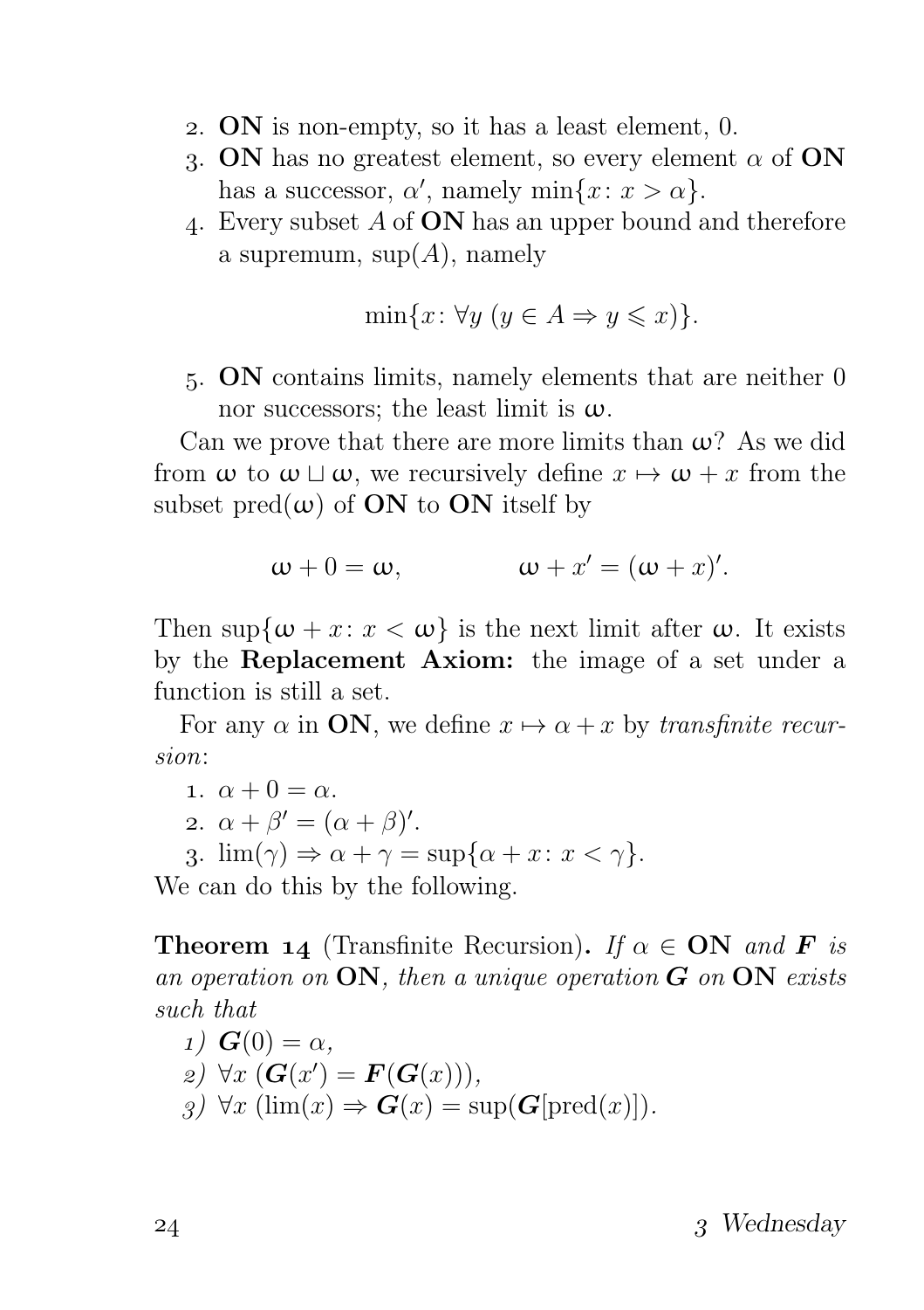2. **ON** is non-empty, so it has a least element, 0.
3. **ON** has no greatest element, so every element $\alpha$ of **ON** has a successor, $\alpha'$, namely $\min\{x\colon x > \alpha\}$.
4. Every subset $A$ of **ON** has an upper bound and therefore a supremum, $\sup(A)$, namely

$$\min\{x\colon \forall y\ (y \in A \Rightarrow y \leqslant x)\}.$$

5. **ON** contains limits, namely elements that are neither 0 nor successors; the least limit is $\omega$.

Can we prove that there are more limits than $\omega$? As we did from $\omega$ to $\omega \sqcup \omega$, we recursively define $x \mapsto \omega + x$ from the subset $\mathrm{pred}(\omega)$ of **ON** to **ON** itself by

$$\omega + 0 = \omega, \qquad\qquad \omega + x' = (\omega + x)'.$$

Then $\sup\{\omega + x\colon x < \omega\}$ is the next limit after $\omega$. It exists by the **Replacement Axiom:** the image of a set under a function is still a set.

For any $\alpha$ in **ON**, we define $x \mapsto \alpha + x$ by *transfinite recursion*:

1. $\alpha + 0 = \alpha$.
2. $\alpha + \beta' = (\alpha + \beta)'$.
3. $\lim(\gamma) \Rightarrow \alpha + \gamma = \sup\{\alpha + x\colon x < \gamma\}$.

We can do this by the following.

**Theorem 14** (Transfinite Recursion)**.** *If $\alpha \in$ **ON** and $\boldsymbol{F}$ is an operation on **ON**, then a unique operation $\boldsymbol{G}$ on **ON** exists such that*

*1)* $\boldsymbol{G}(0) = \alpha$,

*2)* $\forall x\ (\boldsymbol{G}(x') = \boldsymbol{F}(\boldsymbol{G}(x)))$,

*3)* $\forall x\ (\lim(x) \Rightarrow \boldsymbol{G}(x) = \sup(\boldsymbol{G}[\mathrm{pred}(x)])$.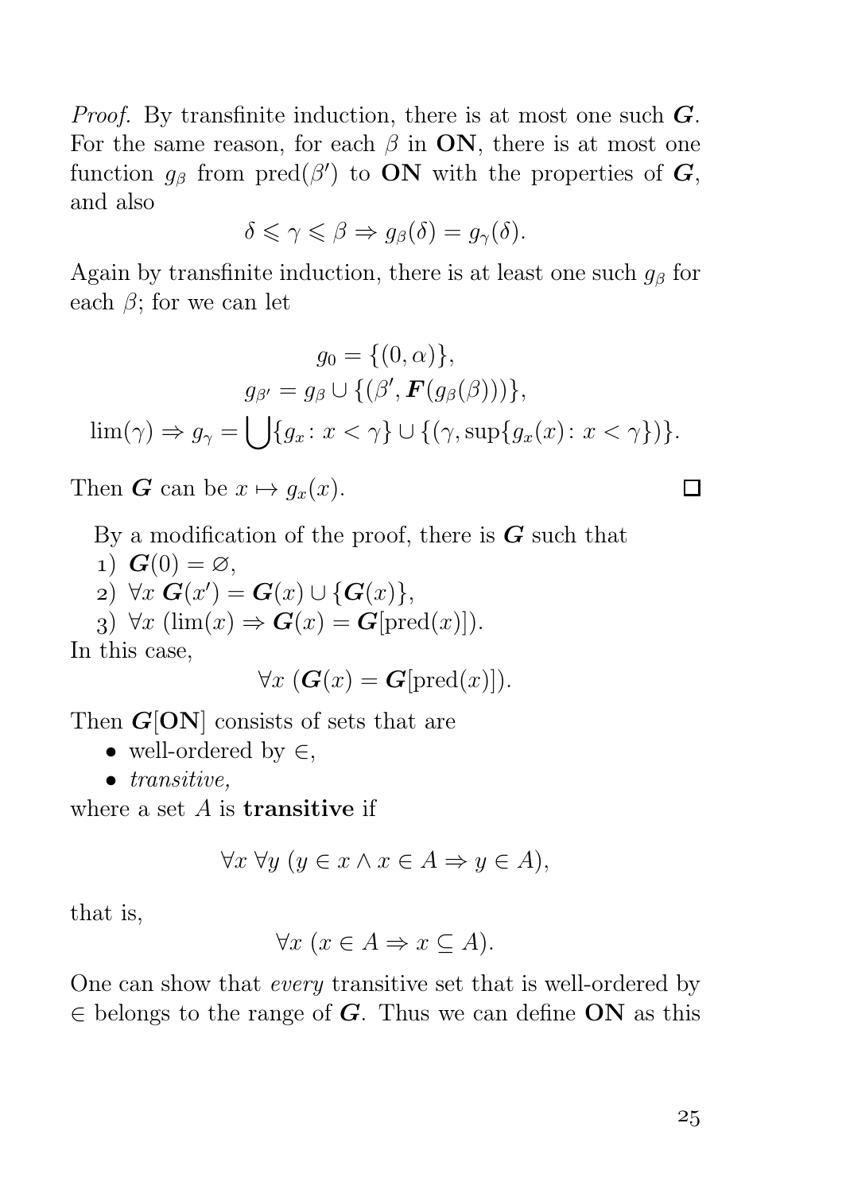*Proof.* By transfinite induction, there is at most one such $\boldsymbol{G}$. For the same reason, for each $\beta$ in $\mathbf{ON}$, there is at most one function $g_\beta$ from $\operatorname{pred}(\beta')$ to $\mathbf{ON}$ with the properties of $\boldsymbol{G}$, and also

$$\delta \leqslant \gamma \leqslant \beta \Rightarrow g_\beta(\delta) = g_\gamma(\delta).$$

Again by transfinite induction, there is at least one such $g_\beta$ for each $\beta$; for we can let

$$g_0 = \{(0, \alpha)\},$$
$$g_{\beta'} = g_\beta \cup \{(\beta', \boldsymbol{F}(g_\beta(\beta)))\},$$
$$\lim(\gamma) \Rightarrow g_\gamma = \bigcup\{g_x \colon x < \gamma\} \cup \{(\gamma, \sup\{g_x(x) \colon x < \gamma\})\}.$$

Then $\boldsymbol{G}$ can be $x \mapsto g_x(x)$. □

By a modification of the proof, there is $\boldsymbol{G}$ such that

1) $\boldsymbol{G}(0) = \varnothing$,
2) $\forall x\ \boldsymbol{G}(x') = \boldsymbol{G}(x) \cup \{\boldsymbol{G}(x)\}$,
3) $\forall x\ (\lim(x) \Rightarrow \boldsymbol{G}(x) = \boldsymbol{G}[\operatorname{pred}(x)])$.

In this case,

$$\forall x\ (\boldsymbol{G}(x) = \boldsymbol{G}[\operatorname{pred}(x)]).$$

Then $\boldsymbol{G}[\mathbf{ON}]$ consists of sets that are

- well-ordered by $\in$,
- *transitive,*

where a set $A$ is **transitive** if

$$\forall x\ \forall y\ (y \in x \wedge x \in A \Rightarrow y \in A),$$

that is,

$$\forall x\ (x \in A \Rightarrow x \subseteq A).$$

One can show that *every* transitive set that is well-ordered by $\in$ belongs to the range of $\boldsymbol{G}$. Thus we can define $\mathbf{ON}$ as this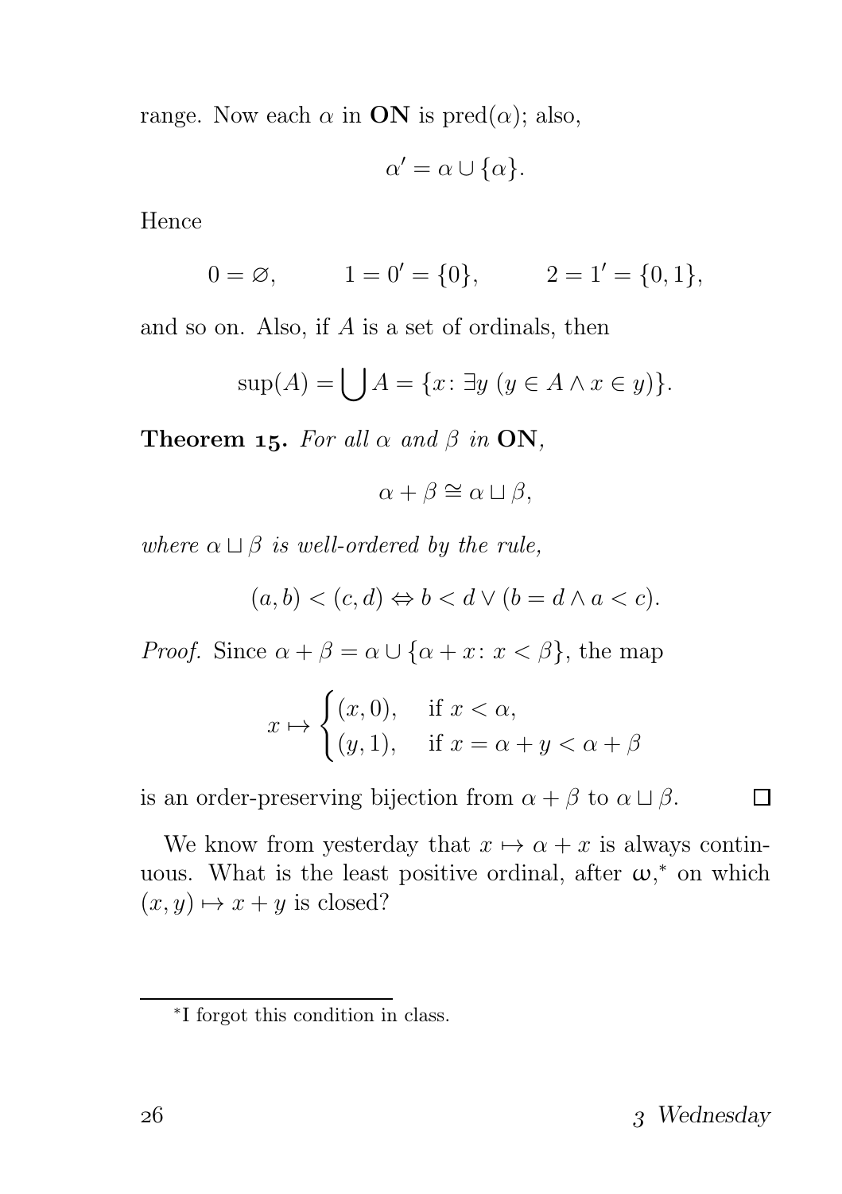range. Now each $\alpha$ in **ON** is $\text{pred}(\alpha)$; also,

$$\alpha' = \alpha \cup \{\alpha\}.$$

Hence

$$0 = \varnothing, \qquad 1 = 0' = \{0\}, \qquad 2 = 1' = \{0, 1\},$$

and so on. Also, if $A$ is a set of ordinals, then

$$\sup(A) = \bigcup A = \{x \colon \exists y \ (y \in A \wedge x \in y)\}.$$

**Theorem 15.** *For all $\alpha$ and $\beta$ in* **ON**,

$$\alpha + \beta \cong \alpha \sqcup \beta,$$

*where $\alpha \sqcup \beta$ is well-ordered by the rule,*

$$(a, b) < (c, d) \Leftrightarrow b < d \vee (b = d \wedge a < c).$$

*Proof.* Since $\alpha + \beta = \alpha \cup \{\alpha + x \colon x < \beta\}$, the map

$$x \mapsto \begin{cases} (x, 0), & \text{if } x < \alpha, \\ (y, 1), & \text{if } x = \alpha + y < \alpha + \beta \end{cases}$$

is an order-preserving bijection from $\alpha + \beta$ to $\alpha \sqcup \beta$. □

We know from yesterday that $x \mapsto \alpha + x$ is always continuous. What is the least positive ordinal, after $\omega$,* on which $(x, y) \mapsto x + y$ is closed?

*I forgot this condition in class.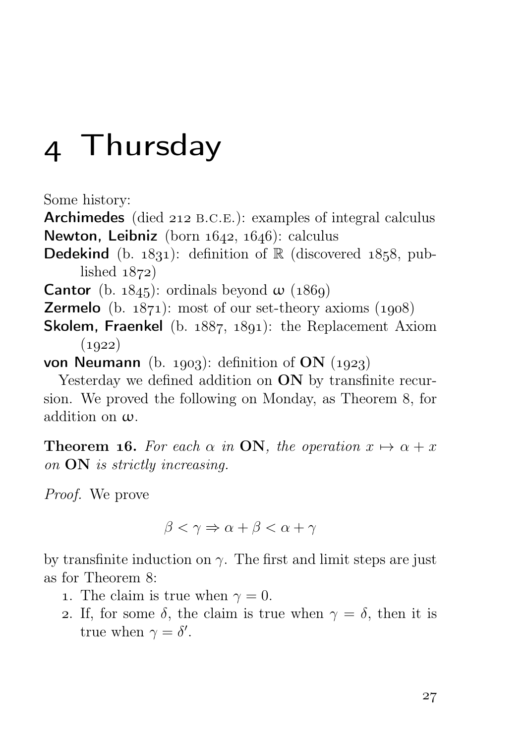# 4 Thursday

Some history:

**Archimedes** (died 212 B.C.E.): examples of integral calculus
**Newton, Leibniz** (born 1642, 1646): calculus
**Dedekind** (b. 1831): definition of $\mathbb{R}$ (discovered 1858, published 1872)
**Cantor** (b. 1845): ordinals beyond $\omega$ (1869)
**Zermelo** (b. 1871): most of our set-theory axioms (1908)
**Skolem, Fraenkel** (b. 1887, 1891): the Replacement Axiom (1922)
**von Neumann** (b. 1903): definition of $\mathbf{ON}$ (1923)

Yesterday we defined addition on $\mathbf{ON}$ by transfinite recursion. We proved the following on Monday, as Theorem 8, for addition on $\omega$.

**Theorem 16.** *For each $\alpha$ in $\mathbf{ON}$, the operation $x \mapsto \alpha + x$ on $\mathbf{ON}$ is strictly increasing.*

*Proof.* We prove

$$\beta < \gamma \Rightarrow \alpha + \beta < \alpha + \gamma$$

by transfinite induction on $\gamma$. The first and limit steps are just as for Theorem 8:

1. The claim is true when $\gamma = 0$.
2. If, for some $\delta$, the claim is true when $\gamma = \delta$, then it is true when $\gamma = \delta'$.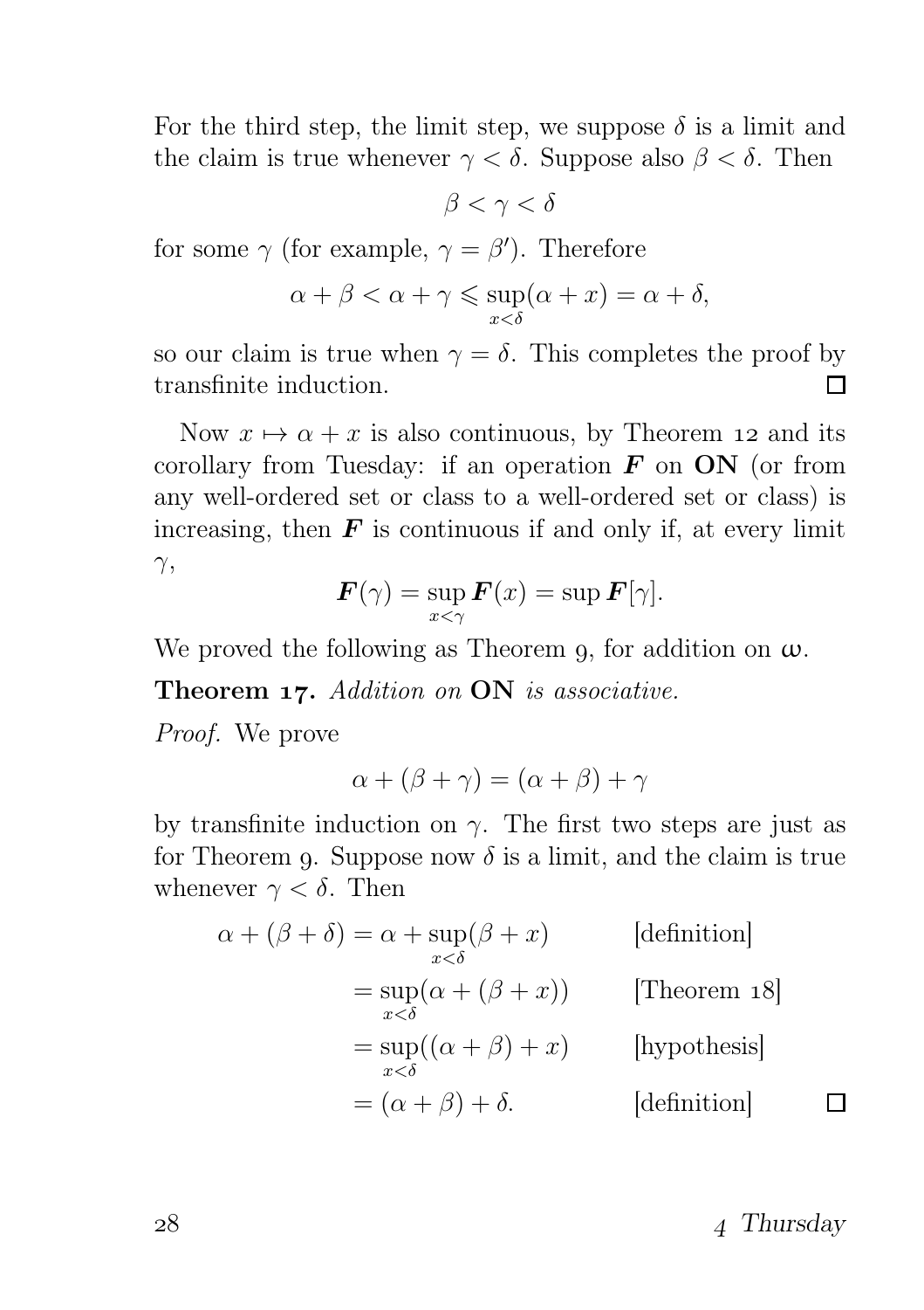For the third step, the limit step, we suppose $\delta$ is a limit and the claim is true whenever $\gamma < \delta$. Suppose also $\beta < \delta$. Then

$$\beta < \gamma < \delta$$

for some $\gamma$ (for example, $\gamma = \beta'$). Therefore

$$\alpha + \beta < \alpha + \gamma \leqslant \sup_{x<\delta}(\alpha + x) = \alpha + \delta,$$

so our claim is true when $\gamma = \delta$. This completes the proof by transfinite induction. □

Now $x \mapsto \alpha + x$ is also continuous, by Theorem 12 and its corollary from Tuesday: if an operation $\boldsymbol{F}$ on **ON** (or from any well-ordered set or class to a well-ordered set or class) is increasing, then $\boldsymbol{F}$ is continuous if and only if, at every limit $\gamma$,

$$\boldsymbol{F}(\gamma) = \sup_{x<\gamma} \boldsymbol{F}(x) = \sup \boldsymbol{F}[\gamma].$$

We proved the following as Theorem 9, for addition on $\omega$.

**Theorem 17.** *Addition on* **ON** *is associative.*

*Proof.* We prove

$$\alpha + (\beta + \gamma) = (\alpha + \beta) + \gamma$$

by transfinite induction on $\gamma$. The first two steps are just as for Theorem 9. Suppose now $\delta$ is a limit, and the claim is true whenever $\gamma < \delta$. Then

$$\begin{aligned}
\alpha + (\beta + \delta) &= \alpha + \sup_{x<\delta}(\beta + x) && \text{[definition]}\\
&= \sup_{x<\delta}(\alpha + (\beta + x)) && \text{[Theorem 18]}\\
&= \sup_{x<\delta}((\alpha + \beta) + x) && \text{[hypothesis]}\\
&= (\alpha + \beta) + \delta. && \text{[definition]}
\end{aligned}$$

□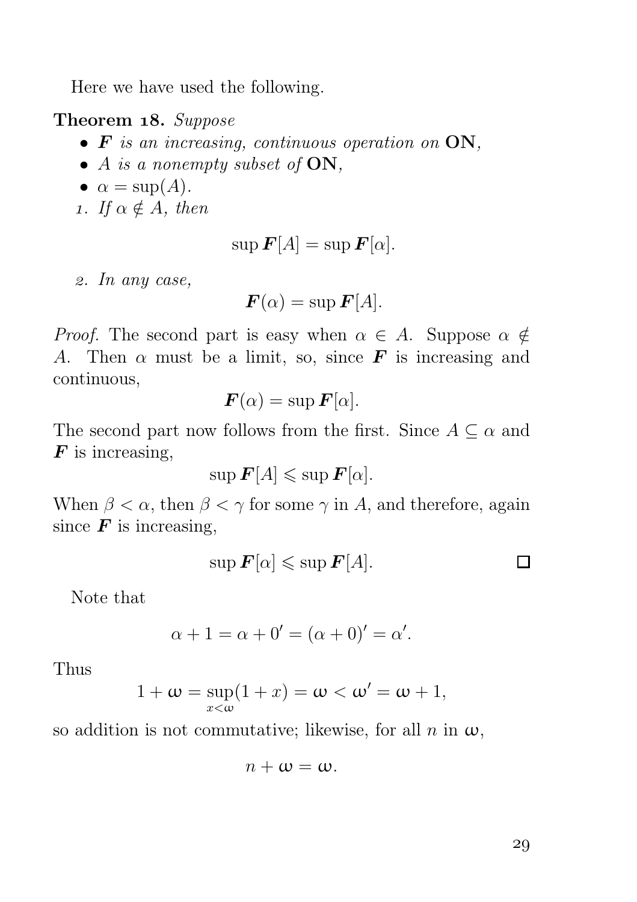Here we have used the following.

**Theorem 18.** *Suppose*

- $\boldsymbol{F}$ *is an increasing, continuous operation on* $\mathbf{ON}$*,*
- $A$ *is a nonempty subset of* $\mathbf{ON}$*,*
- $\alpha = \sup(A)$*.*

1. *If* $\alpha \notin A$*, then*

$$\sup \boldsymbol{F}[A] = \sup \boldsymbol{F}[\alpha].$$

2. *In any case,*

$$\boldsymbol{F}(\alpha) = \sup \boldsymbol{F}[A].$$

*Proof.* The second part is easy when $\alpha \in A$. Suppose $\alpha \notin A$. Then $\alpha$ must be a limit, so, since $\boldsymbol{F}$ is increasing and continuous,

$$\boldsymbol{F}(\alpha) = \sup \boldsymbol{F}[\alpha].$$

The second part now follows from the first. Since $A \subseteq \alpha$ and $\boldsymbol{F}$ is increasing,

$$\sup \boldsymbol{F}[A] \leqslant \sup \boldsymbol{F}[\alpha].$$

When $\beta < \alpha$, then $\beta < \gamma$ for some $\gamma$ in $A$, and therefore, again since $\boldsymbol{F}$ is increasing,

$$\sup \boldsymbol{F}[\alpha] \leqslant \sup \boldsymbol{F}[A]. \qquad \square$$

Note that

$$\alpha + 1 = \alpha + 0' = (\alpha + 0)' = \alpha'.$$

Thus

$$1 + \omega = \sup_{x<\omega}(1 + x) = \omega < \omega' = \omega + 1,$$

so addition is not commutative; likewise, for all $n$ in $\omega$,

$$n + \omega = \omega.$$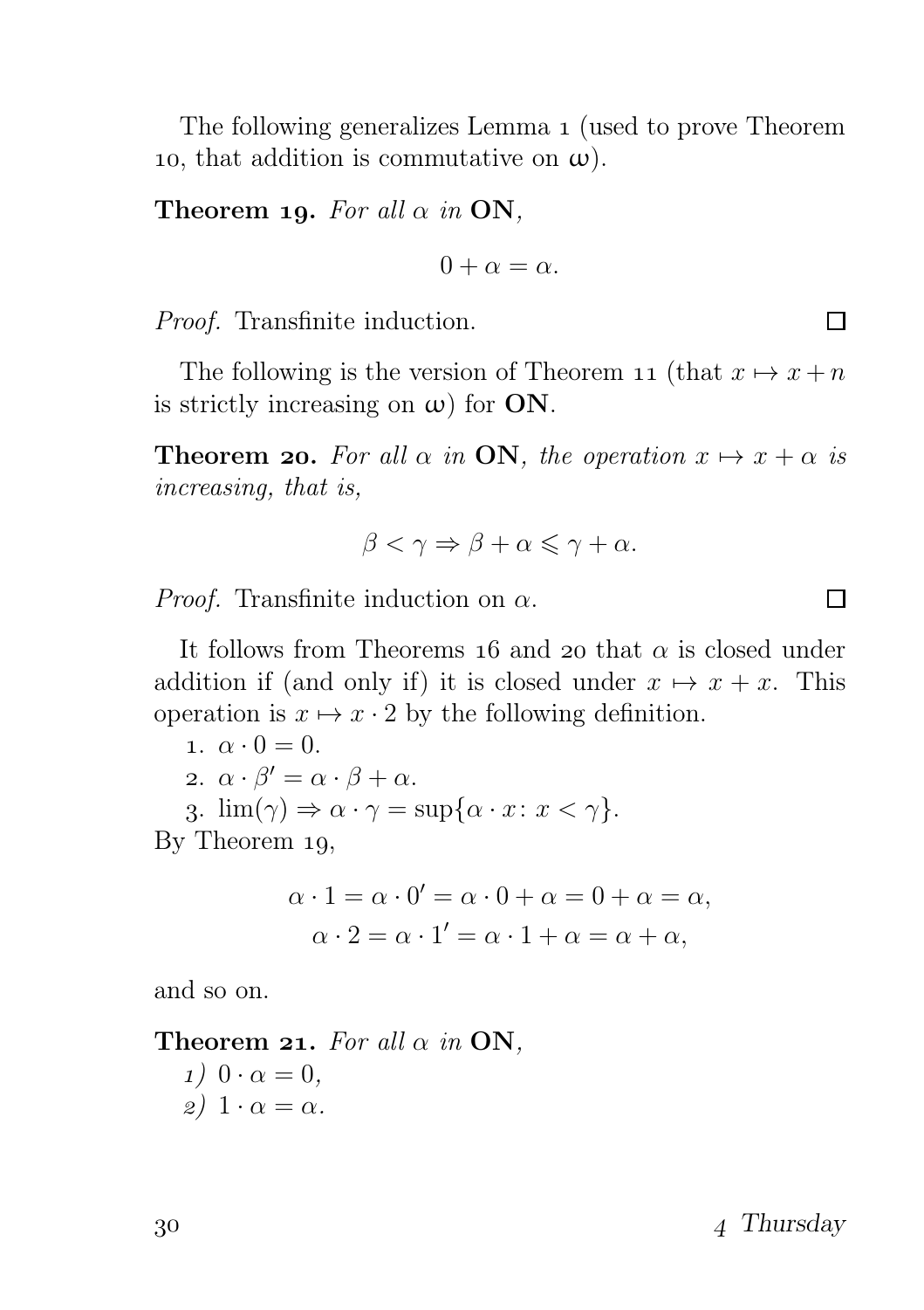The following generalizes Lemma 1 (used to prove Theorem 10, that addition is commutative on $\omega$).

**Theorem 19.** *For all $\alpha$ in* **ON**,

$$0 + \alpha = \alpha.$$

*Proof.* Transfinite induction. □

The following is the version of Theorem 11 (that $x \mapsto x + n$ is strictly increasing on $\omega$) for **ON**.

**Theorem 20.** *For all $\alpha$ in* **ON**, *the operation $x \mapsto x + \alpha$ is increasing, that is,*

$$\beta < \gamma \Rightarrow \beta + \alpha \leqslant \gamma + \alpha.$$

*Proof.* Transfinite induction on $\alpha$. □

It follows from Theorems 16 and 20 that $\alpha$ is closed under addition if (and only if) it is closed under $x \mapsto x + x$. This operation is $x \mapsto x \cdot 2$ by the following definition.

1. $\alpha \cdot 0 = 0$.
2. $\alpha \cdot \beta' = \alpha \cdot \beta + \alpha$.
3. $\lim(\gamma) \Rightarrow \alpha \cdot \gamma = \sup\{\alpha \cdot x \colon x < \gamma\}$.

By Theorem 19,

$$\alpha \cdot 1 = \alpha \cdot 0' = \alpha \cdot 0 + \alpha = 0 + \alpha = \alpha,$$
$$\alpha \cdot 2 = \alpha \cdot 1' = \alpha \cdot 1 + \alpha = \alpha + \alpha,$$

and so on.

**Theorem 21.** *For all $\alpha$ in* **ON**,

*1)* $0 \cdot \alpha = 0$,
*2)* $1 \cdot \alpha = \alpha$.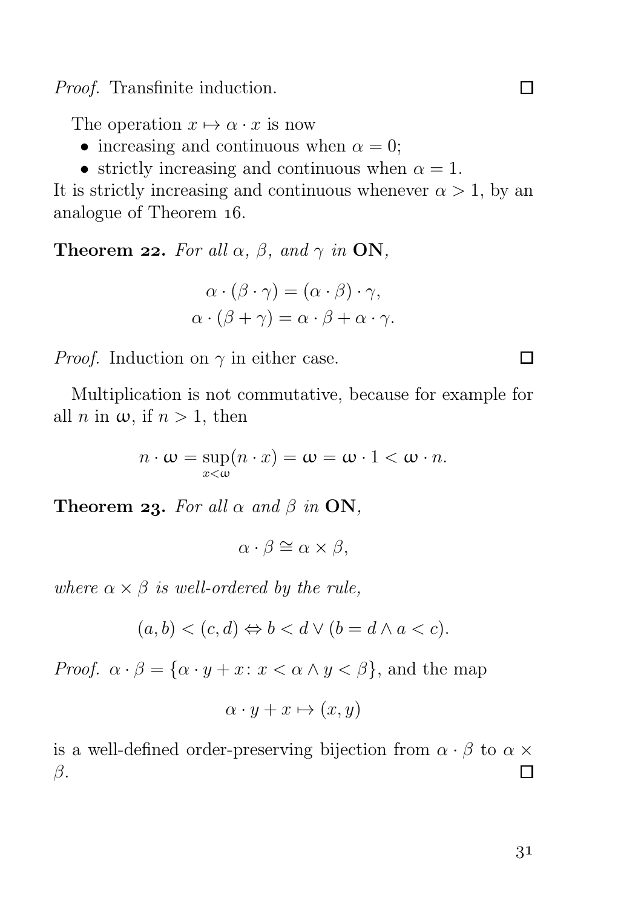*Proof.* Transfinite induction. □

The operation $x \mapsto \alpha \cdot x$ is now

- increasing and continuous when $\alpha = 0$;
- strictly increasing and continuous when $\alpha = 1$.

It is strictly increasing and continuous whenever $\alpha > 1$, by an analogue of Theorem 16.

**Theorem 22.** *For all $\alpha$, $\beta$, and $\gamma$ in* **ON**,

$$\alpha \cdot (\beta \cdot \gamma) = (\alpha \cdot \beta) \cdot \gamma,$$
$$\alpha \cdot (\beta + \gamma) = \alpha \cdot \beta + \alpha \cdot \gamma.$$

*Proof.* Induction on $\gamma$ in either case. □

Multiplication is not commutative, because for example for all $n$ in $\omega$, if $n > 1$, then

$$n \cdot \omega = \sup_{x<\omega}(n \cdot x) = \omega = \omega \cdot 1 < \omega \cdot n.$$

**Theorem 23.** *For all $\alpha$ and $\beta$ in* **ON**,

$$\alpha \cdot \beta \cong \alpha \times \beta,$$

*where $\alpha \times \beta$ is well-ordered by the rule,*

$$(a, b) < (c, d) \Leftrightarrow b < d \vee (b = d \wedge a < c).$$

*Proof.* $\alpha \cdot \beta = \{\alpha \cdot y + x \colon x < \alpha \wedge y < \beta\}$, and the map

$$\alpha \cdot y + x \mapsto (x, y)$$

is a well-defined order-preserving bijection from $\alpha \cdot \beta$ to $\alpha \times \beta$. □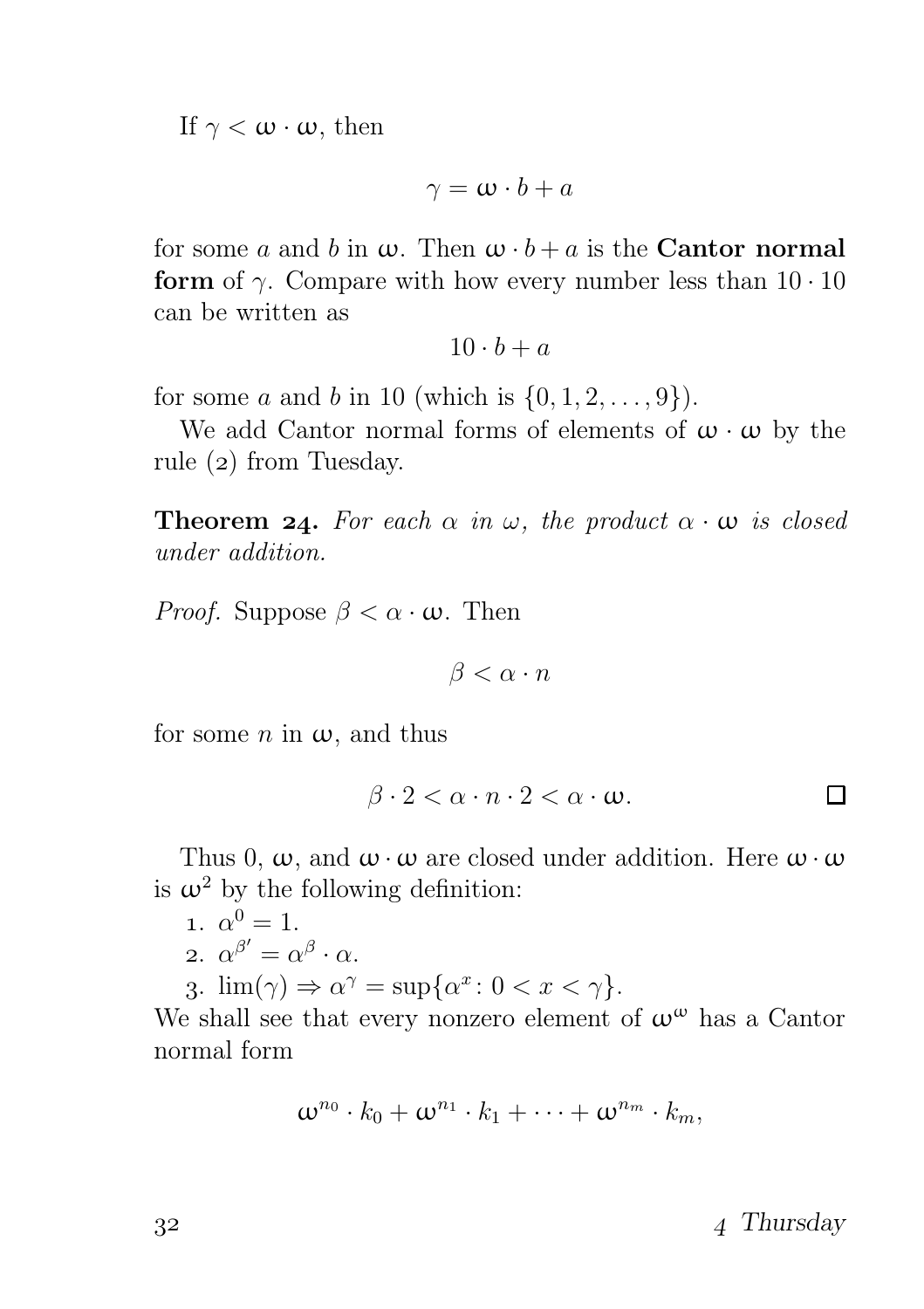If $\gamma < \omega \cdot \omega$, then

$$\gamma = \omega \cdot b + a$$

for some $a$ and $b$ in $\omega$. Then $\omega \cdot b + a$ is the **Cantor normal form** of $\gamma$. Compare with how every number less than $10 \cdot 10$ can be written as

$$10 \cdot b + a$$

for some $a$ and $b$ in 10 (which is $\{0, 1, 2, \ldots, 9\}$).

We add Cantor normal forms of elements of $\omega \cdot \omega$ by the rule (2) from Tuesday.

**Theorem 24.** *For each $\alpha$ in $\omega$, the product $\alpha \cdot \omega$ is closed under addition.*

*Proof.* Suppose $\beta < \alpha \cdot \omega$. Then

$$\beta < \alpha \cdot n$$

for some $n$ in $\omega$, and thus

$$\beta \cdot 2 < \alpha \cdot n \cdot 2 < \alpha \cdot \omega. \qquad \square$$

Thus 0, $\omega$, and $\omega \cdot \omega$ are closed under addition. Here $\omega \cdot \omega$ is $\omega^2$ by the following definition:

1. $\alpha^0 = 1$.
2. $\alpha^{\beta'} = \alpha^\beta \cdot \alpha$.
3. $\lim(\gamma) \Rightarrow \alpha^\gamma = \sup\{\alpha^x \colon 0 < x < \gamma\}$.

We shall see that every nonzero element of $\omega^\omega$ has a Cantor normal form

$$\omega^{n_0} \cdot k_0 + \omega^{n_1} \cdot k_1 + \cdots + \omega^{n_m} \cdot k_m,$$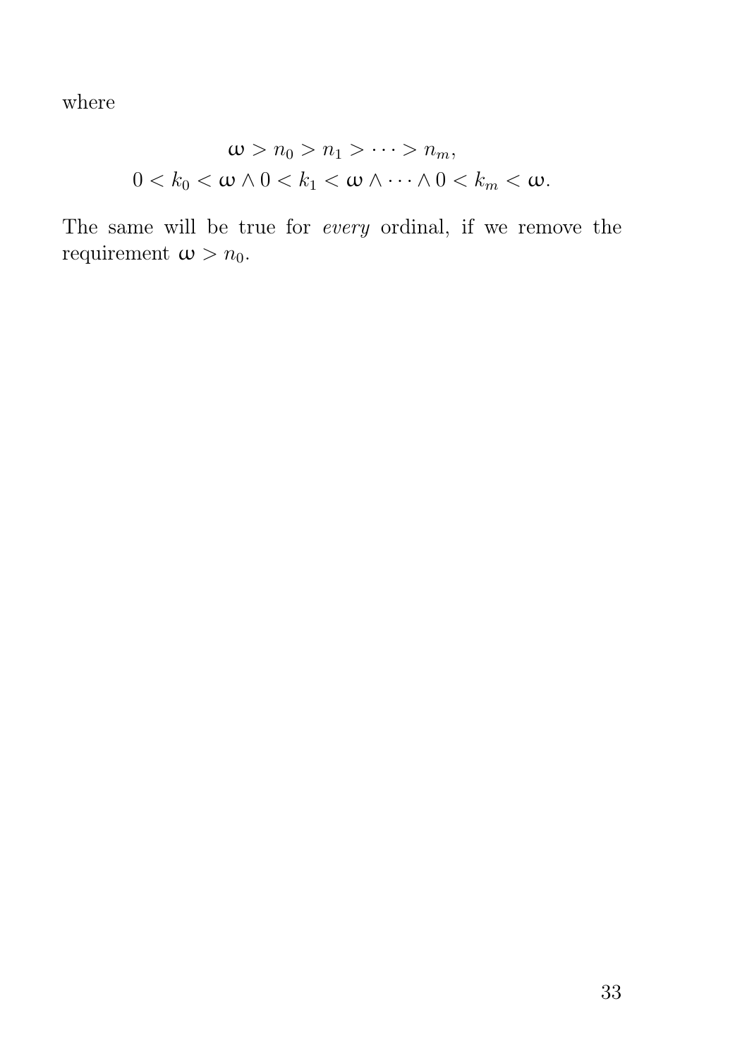where

$$\omega > n_0 > n_1 > \cdots > n_m,$$
$$0 < k_0 < \omega \land 0 < k_1 < \omega \land \cdots \land 0 < k_m < \omega.$$

The same will be true for *every* ordinal, if we remove the requirement $\omega > n_0$.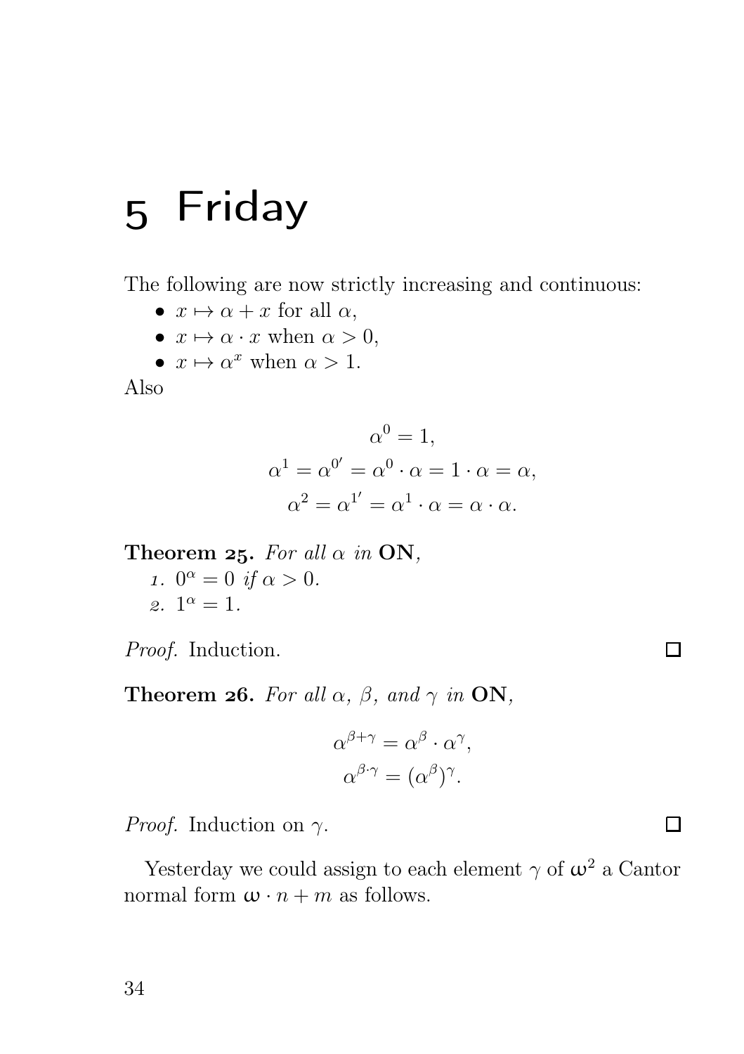# 5 Friday

The following are now strictly increasing and continuous:

- $x \mapsto \alpha + x$ for all $\alpha$,
- $x \mapsto \alpha \cdot x$ when $\alpha > 0$,
- $x \mapsto \alpha^x$ when $\alpha > 1$.

Also

$$\alpha^0 = 1,$$
$$\alpha^1 = \alpha^{0'} = \alpha^0 \cdot \alpha = 1 \cdot \alpha = \alpha,$$
$$\alpha^2 = \alpha^{1'} = \alpha^1 \cdot \alpha = \alpha \cdot \alpha.$$

**Theorem 25.** *For all $\alpha$ in* **ON**,

1. $0^\alpha = 0$ *if* $\alpha > 0$.
2. $1^\alpha = 1$.

*Proof.* Induction. □

**Theorem 26.** *For all $\alpha$, $\beta$, and $\gamma$ in* **ON**,

$$\alpha^{\beta+\gamma} = \alpha^\beta \cdot \alpha^\gamma,$$
$$\alpha^{\beta \cdot \gamma} = (\alpha^\beta)^\gamma.$$

*Proof.* Induction on $\gamma$. □

Yesterday we could assign to each element $\gamma$ of $\omega^2$ a Cantor normal form $\omega \cdot n + m$ as follows.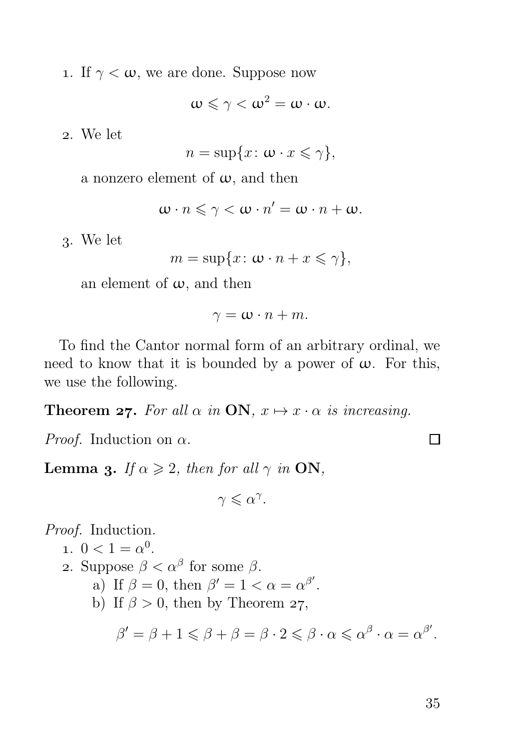1. If $\gamma < \omega$, we are done. Suppose now

$$\omega \leqslant \gamma < \omega^2 = \omega \cdot \omega.$$

2. We let

$$n = \sup\{x \colon \omega \cdot x \leqslant \gamma\},$$

   a nonzero element of $\omega$, and then

$$\omega \cdot n \leqslant \gamma < \omega \cdot n' = \omega \cdot n + \omega.$$

3. We let

$$m = \sup\{x \colon \omega \cdot n + x \leqslant \gamma\},$$

   an element of $\omega$, and then

$$\gamma = \omega \cdot n + m.$$

To find the Cantor normal form of an arbitrary ordinal, we need to know that it is bounded by a power of $\omega$. For this, we use the following.

**Theorem 27.** *For all $\alpha$ in* **ON**, *$x \mapsto x \cdot \alpha$ is increasing.*

*Proof.* Induction on $\alpha$. □

**Lemma 3.** *If $\alpha \geqslant 2$, then for all $\gamma$ in* **ON**,

$$\gamma \leqslant \alpha^{\gamma}.$$

*Proof.* Induction.

1. $0 < 1 = \alpha^0$.
2. Suppose $\beta < \alpha^{\beta}$ for some $\beta$.
   a) If $\beta = 0$, then $\beta' = 1 < \alpha = \alpha^{\beta'}$.
   b) If $\beta > 0$, then by Theorem 27,

$$\beta' = \beta + 1 \leqslant \beta + \beta = \beta \cdot 2 \leqslant \beta \cdot \alpha \leqslant \alpha^{\beta} \cdot \alpha = \alpha^{\beta'}.$$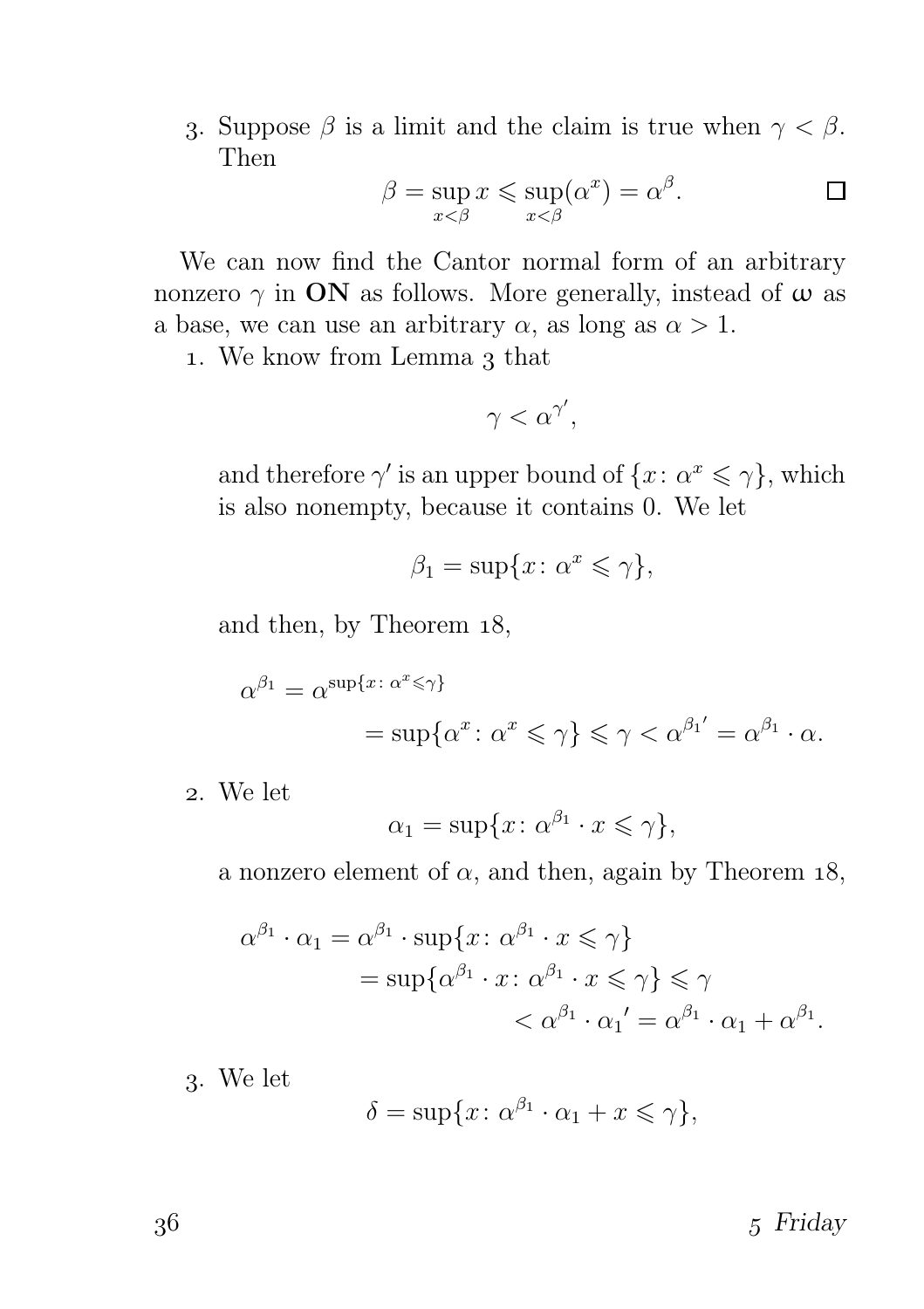3. Suppose $\beta$ is a limit and the claim is true when $\gamma < \beta$. Then

$$\beta = \sup_{x<\beta} x \leqslant \sup_{x<\beta}(\alpha^x) = \alpha^\beta. \qquad \square$$

We can now find the Cantor normal form of an arbitrary nonzero $\gamma$ in **ON** as follows. More generally, instead of $\omega$ as a base, we can use an arbitrary $\alpha$, as long as $\alpha > 1$.

1. We know from Lemma 3 that

$$\gamma < \alpha^{\gamma'},$$

and therefore $\gamma'$ is an upper bound of $\{x \colon \alpha^x \leqslant \gamma\}$, which is also nonempty, because it contains 0. We let

$$\beta_1 = \sup\{x \colon \alpha^x \leqslant \gamma\},$$

and then, by Theorem 18,

$$\begin{aligned}\alpha^{\beta_1} &= \alpha^{\sup\{x \colon \alpha^x \leqslant \gamma\}} \\ &= \sup\{\alpha^x \colon \alpha^x \leqslant \gamma\} \leqslant \gamma < \alpha^{\beta_1{}'} = \alpha^{\beta_1} \cdot \alpha.\end{aligned}$$

2. We let

$$\alpha_1 = \sup\{x \colon \alpha^{\beta_1} \cdot x \leqslant \gamma\},$$

a nonzero element of $\alpha$, and then, again by Theorem 18,

$$\begin{aligned}\alpha^{\beta_1} \cdot \alpha_1 &= \alpha^{\beta_1} \cdot \sup\{x \colon \alpha^{\beta_1} \cdot x \leqslant \gamma\} \\ &= \sup\{\alpha^{\beta_1} \cdot x \colon \alpha^{\beta_1} \cdot x \leqslant \gamma\} \leqslant \gamma \\ &\qquad < \alpha^{\beta_1} \cdot \alpha_1{}' = \alpha^{\beta_1} \cdot \alpha_1 + \alpha^{\beta_1}.\end{aligned}$$

3. We let

$$\delta = \sup\{x \colon \alpha^{\beta_1} \cdot \alpha_1 + x \leqslant \gamma\},$$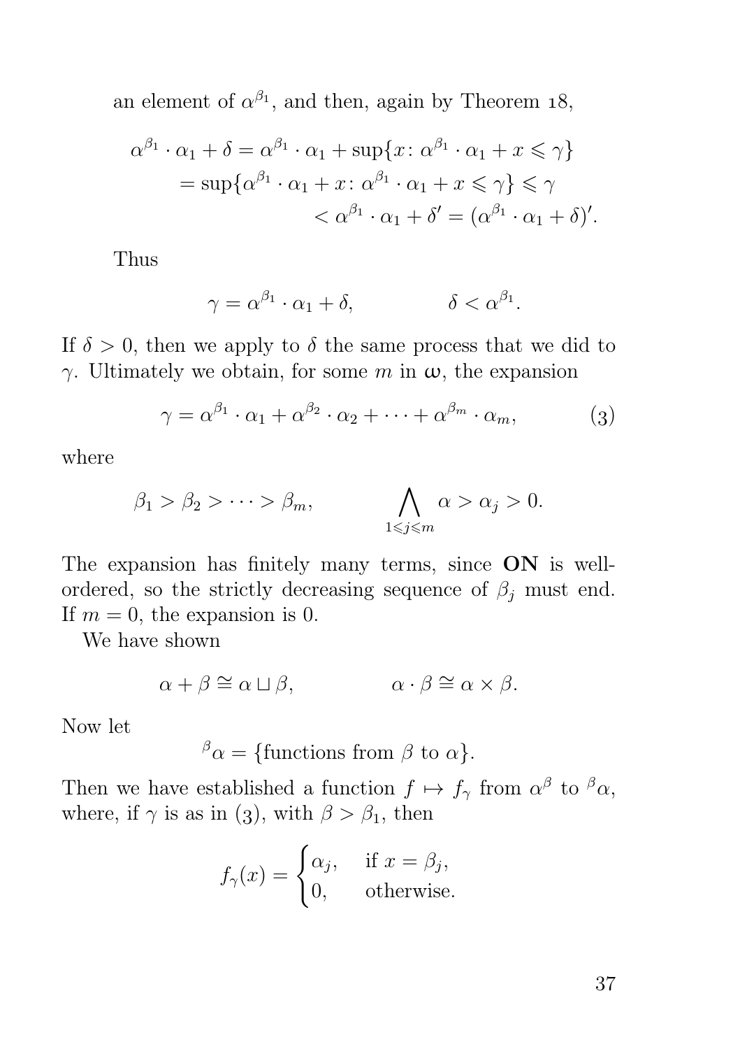an element of $\alpha^{\beta_1}$, and then, again by Theorem 18,

$$\begin{aligned}\alpha^{\beta_1} \cdot \alpha_1 + \delta &= \alpha^{\beta_1} \cdot \alpha_1 + \sup\{x \colon \alpha^{\beta_1} \cdot \alpha_1 + x \leqslant \gamma\} \\ &= \sup\{\alpha^{\beta_1} \cdot \alpha_1 + x \colon \alpha^{\beta_1} \cdot \alpha_1 + x \leqslant \gamma\} \leqslant \gamma \\ &\qquad\qquad < \alpha^{\beta_1} \cdot \alpha_1 + \delta' = (\alpha^{\beta_1} \cdot \alpha_1 + \delta)'.\end{aligned}$$

Thus

$$\gamma = \alpha^{\beta_1} \cdot \alpha_1 + \delta, \qquad\qquad \delta < \alpha^{\beta_1}.$$

If $\delta > 0$, then we apply to $\delta$ the same process that we did to $\gamma$. Ultimately we obtain, for some $m$ in $\boldsymbol{\omega}$, the expansion

$$\gamma = \alpha^{\beta_1} \cdot \alpha_1 + \alpha^{\beta_2} \cdot \alpha_2 + \cdots + \alpha^{\beta_m} \cdot \alpha_m, \tag{3}$$

where

$$\beta_1 > \beta_2 > \cdots > \beta_m, \qquad\qquad \bigwedge_{1 \leqslant j \leqslant m} \alpha > \alpha_j > 0.$$

The expansion has finitely many terms, since **ON** is well-ordered, so the strictly decreasing sequence of $\beta_j$ must end. If $m = 0$, the expansion is 0.

We have shown

$$\alpha + \beta \cong \alpha \sqcup \beta, \qquad\qquad \alpha \cdot \beta \cong \alpha \times \beta.$$

Now let

$${}^{\beta}\alpha = \{\text{functions from } \beta \text{ to } \alpha\}.$$

Then we have established a function $f \mapsto f_\gamma$ from $\alpha^\beta$ to ${}^{\beta}\alpha$, where, if $\gamma$ is as in (3), with $\beta > \beta_1$, then

$$f_\gamma(x) = \begin{cases} \alpha_j, & \text{if } x = \beta_j, \\ 0, & \text{otherwise.} \end{cases}$$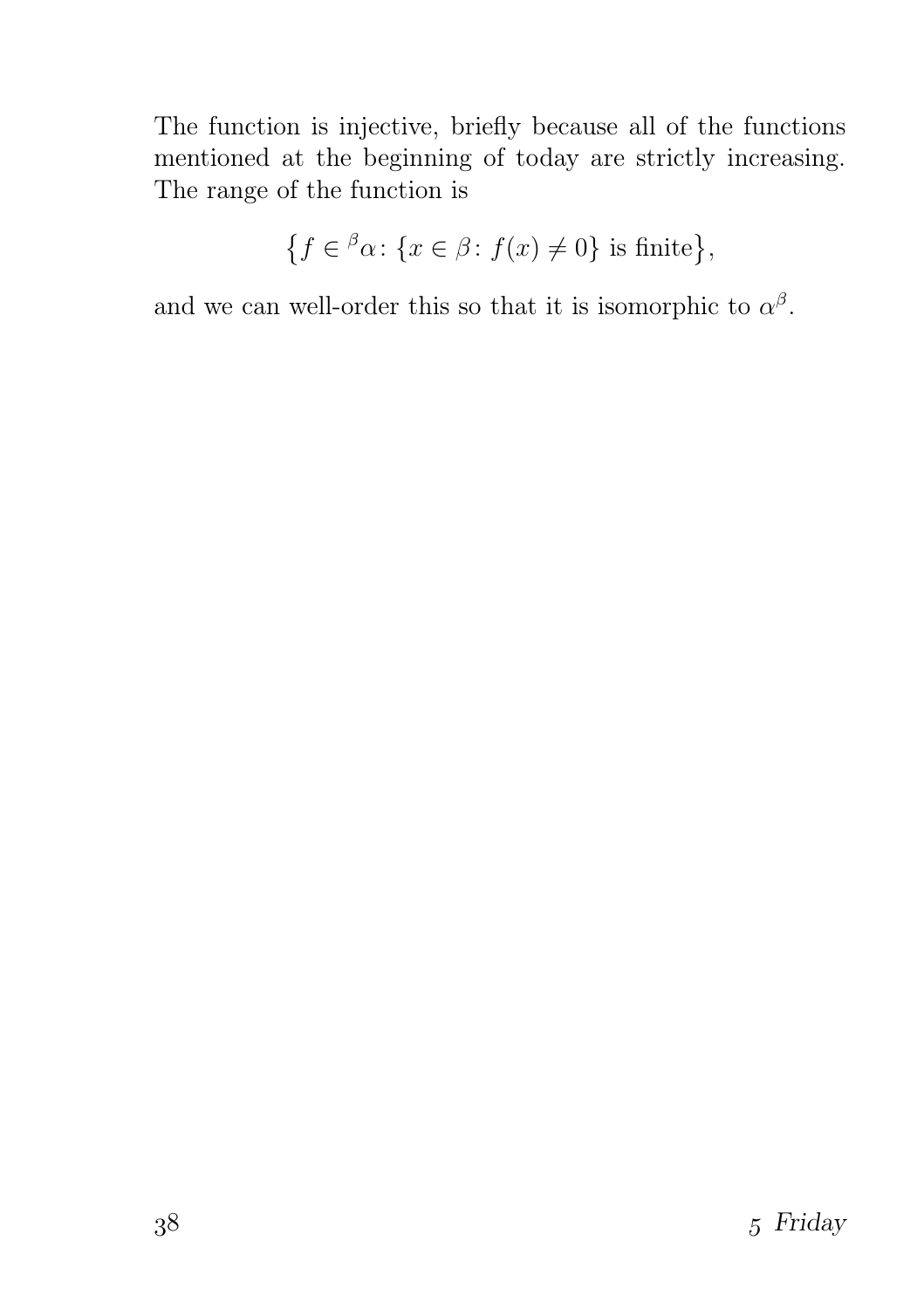The function is injective, briefly because all of the functions mentioned at the beginning of today are strictly increasing. The range of the function is

$$\{f \in {}^{\beta}\alpha \colon \{x \in \beta \colon f(x) \neq 0\} \text{ is finite}\},$$

and we can well-order this so that it is isomorphic to $\alpha^{\beta}$.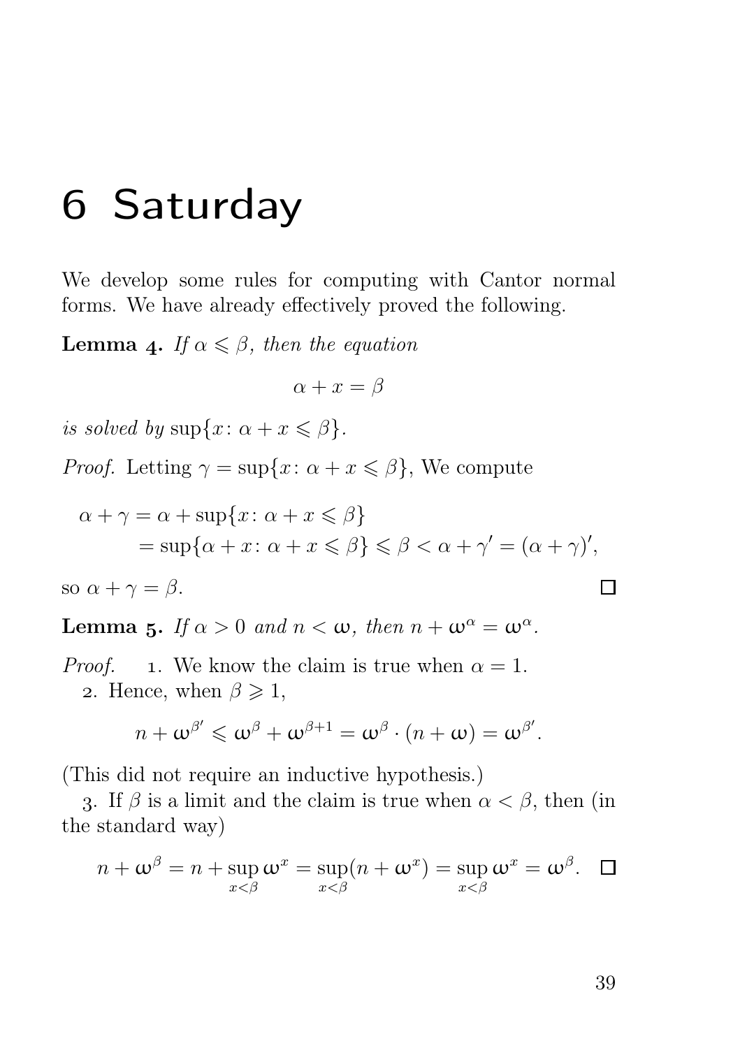# 6 Saturday

We develop some rules for computing with Cantor normal forms. We have already effectively proved the following.

**Lemma 4.** *If $\alpha \leqslant \beta$, then the equation*

$$\alpha + x = \beta$$

*is solved by* $\sup\{x \colon \alpha + x \leqslant \beta\}$.

*Proof.* Letting $\gamma = \sup\{x \colon \alpha + x \leqslant \beta\}$, We compute

$$\begin{aligned}
\alpha + \gamma &= \alpha + \sup\{x \colon \alpha + x \leqslant \beta\} \\
&= \sup\{\alpha + x \colon \alpha + x \leqslant \beta\} \leqslant \beta < \alpha + \gamma' = (\alpha + \gamma)',
\end{aligned}$$

so $\alpha + \gamma = \beta$. □

**Lemma 5.** *If $\alpha > 0$ and $n < \omega$, then $n + \omega^\alpha = \omega^\alpha$.*

*Proof.* 1. We know the claim is true when $\alpha = 1$.

2. Hence, when $\beta \geqslant 1$,

$$n + \omega^{\beta'} \leqslant \omega^\beta + \omega^{\beta+1} = \omega^\beta \cdot (n + \omega) = \omega^{\beta'}.$$

(This did not require an inductive hypothesis.)

3. If $\beta$ is a limit and the claim is true when $\alpha < \beta$, then (in the standard way)

$$n + \omega^\beta = n + \sup_{x<\beta} \omega^x = \sup_{x<\beta}(n + \omega^x) = \sup_{x<\beta} \omega^x = \omega^\beta. \quad □$$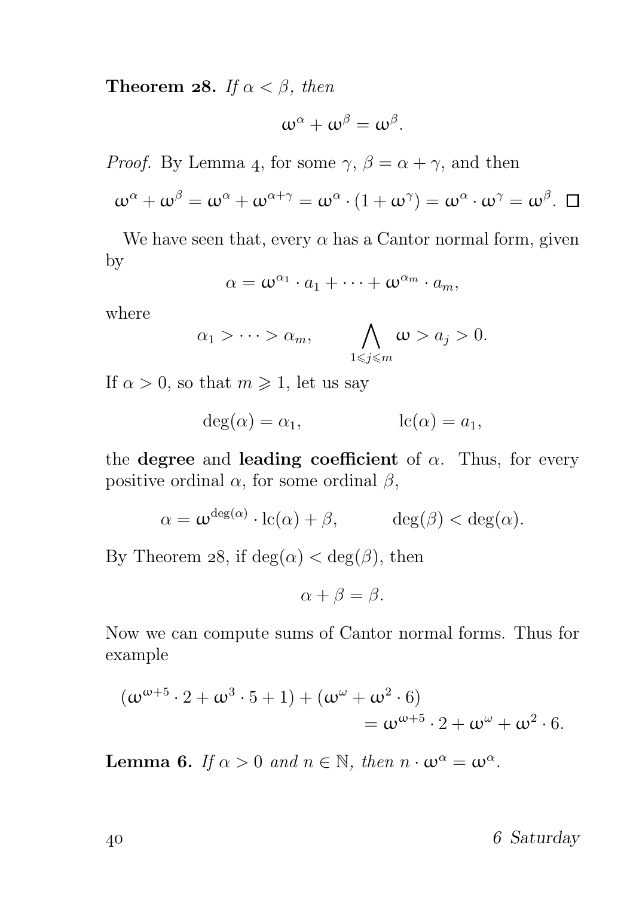**Theorem 28.** *If $\alpha < \beta$, then*

$$\omega^\alpha + \omega^\beta = \omega^\beta.$$

*Proof.* By Lemma 4, for some $\gamma$, $\beta = \alpha + \gamma$, and then

$$\omega^\alpha + \omega^\beta = \omega^\alpha + \omega^{\alpha+\gamma} = \omega^\alpha \cdot (1 + \omega^\gamma) = \omega^\alpha \cdot \omega^\gamma = \omega^\beta. \quad \square$$

We have seen that, every $\alpha$ has a Cantor normal form, given by

$$\alpha = \omega^{\alpha_1} \cdot a_1 + \cdots + \omega^{\alpha_m} \cdot a_m,$$

where

$$\alpha_1 > \cdots > \alpha_m, \qquad \bigwedge_{1 \leqslant j \leqslant m} \omega > a_j > 0.$$

If $\alpha > 0$, so that $m \geqslant 1$, let us say

$$\deg(\alpha) = \alpha_1, \qquad\qquad \operatorname{lc}(\alpha) = a_1,$$

the **degree** and **leading coefficient** of $\alpha$. Thus, for every positive ordinal $\alpha$, for some ordinal $\beta$,

$$\alpha = \omega^{\deg(\alpha)} \cdot \operatorname{lc}(\alpha) + \beta, \qquad \deg(\beta) < \deg(\alpha).$$

By Theorem 28, if $\deg(\alpha) < \deg(\beta)$, then

$$\alpha + \beta = \beta.$$

Now we can compute sums of Cantor normal forms. Thus for example

$$(\omega^{\omega+5} \cdot 2 + \omega^3 \cdot 5 + 1) + (\omega^\omega + \omega^2 \cdot 6) = \omega^{\omega+5} \cdot 2 + \omega^\omega + \omega^2 \cdot 6.$$

**Lemma 6.** *If $\alpha > 0$ and $n \in \mathbb{N}$, then $n \cdot \omega^\alpha = \omega^\alpha$.*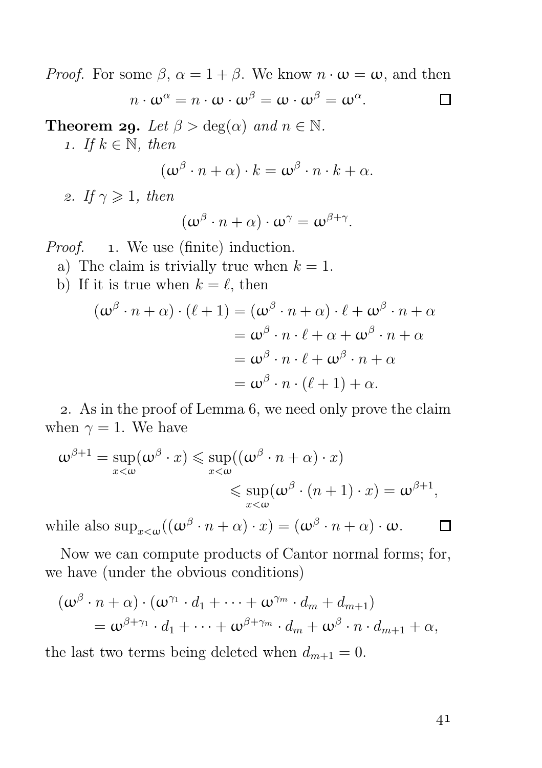*Proof.* For some $\beta$, $\alpha = 1 + \beta$. We know $n \cdot \omega = \omega$, and then

$$n \cdot \omega^\alpha = n \cdot \omega \cdot \omega^\beta = \omega \cdot \omega^\beta = \omega^\alpha. \qquad \square$$

**Theorem 29.** *Let $\beta > \deg(\alpha)$ and $n \in \mathbb{N}$.*

1. *If $k \in \mathbb{N}$, then*

$$(\omega^\beta \cdot n + \alpha) \cdot k = \omega^\beta \cdot n \cdot k + \alpha.$$

2. *If $\gamma \geqslant 1$, then*

$$(\omega^\beta \cdot n + \alpha) \cdot \omega^\gamma = \omega^{\beta+\gamma}.$$

*Proof.* 1. We use (finite) induction.

a) The claim is trivially true when $k = 1$.

b) If it is true when $k = \ell$, then

$$\begin{aligned}
(\omega^\beta \cdot n + \alpha) \cdot (\ell + 1) &= (\omega^\beta \cdot n + \alpha) \cdot \ell + \omega^\beta \cdot n + \alpha \\
&= \omega^\beta \cdot n \cdot \ell + \alpha + \omega^\beta \cdot n + \alpha \\
&= \omega^\beta \cdot n \cdot \ell + \omega^\beta \cdot n + \alpha \\
&= \omega^\beta \cdot n \cdot (\ell + 1) + \alpha.
\end{aligned}$$

2. As in the proof of Lemma 6, we need only prove the claim when $\gamma = 1$. We have

$$\begin{aligned}
\omega^{\beta+1} = \sup_{x<\omega}(\omega^\beta \cdot x) &\leqslant \sup_{x<\omega}((\omega^\beta \cdot n + \alpha) \cdot x) \\
&\leqslant \sup_{x<\omega}(\omega^\beta \cdot (n+1) \cdot x) = \omega^{\beta+1},
\end{aligned}$$

while also $\sup_{x<\omega}((\omega^\beta \cdot n + \alpha) \cdot x) = (\omega^\beta \cdot n + \alpha) \cdot \omega$. $\square$

Now we can compute products of Cantor normal forms; for, we have (under the obvious conditions)

$$\begin{aligned}
&(\omega^\beta \cdot n + \alpha) \cdot (\omega^{\gamma_1} \cdot d_1 + \cdots + \omega^{\gamma_m} \cdot d_m + d_{m+1}) \\
&\qquad = \omega^{\beta+\gamma_1} \cdot d_1 + \cdots + \omega^{\beta+\gamma_m} \cdot d_m + \omega^\beta \cdot n \cdot d_{m+1} + \alpha,
\end{aligned}$$

the last two terms being deleted when $d_{m+1} = 0$.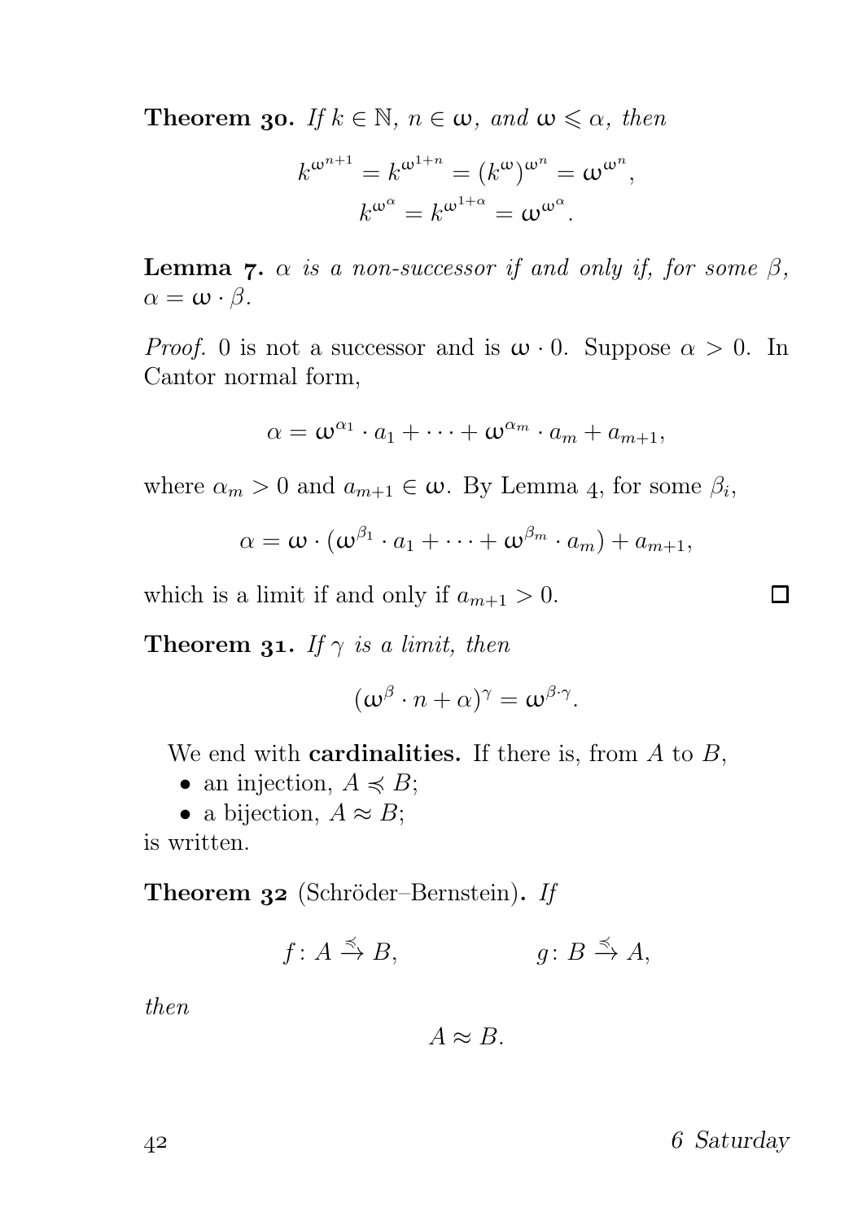**Theorem 30.** *If $k \in \mathbb{N}$, $n \in \omega$, and $\omega \leqslant \alpha$, then*

$$k^{\omega^{n+1}} = k^{\omega^{1+n}} = (k^{\omega})^{\omega^n} = \omega^{\omega^n},$$
$$k^{\omega^\alpha} = k^{\omega^{1+\alpha}} = \omega^{\omega^\alpha}.$$

**Lemma 7.** *$\alpha$ is a non-successor if and only if, for some $\beta$, $\alpha = \omega \cdot \beta$.*

*Proof.* 0 is not a successor and is $\omega \cdot 0$. Suppose $\alpha > 0$. In Cantor normal form,

$$\alpha = \omega^{\alpha_1} \cdot a_1 + \cdots + \omega^{\alpha_m} \cdot a_m + a_{m+1},$$

where $\alpha_m > 0$ and $a_{m+1} \in \omega$. By Lemma 4, for some $\beta_i$,

$$\alpha = \omega \cdot (\omega^{\beta_1} \cdot a_1 + \cdots + \omega^{\beta_m} \cdot a_m) + a_{m+1},$$

which is a limit if and only if $a_{m+1} > 0$. □

**Theorem 31.** *If $\gamma$ is a limit, then*

$$(\omega^\beta \cdot n + \alpha)^\gamma = \omega^{\beta \cdot \gamma}.$$

We end with **cardinalities.** If there is, from $A$ to $B$,

- an injection, $A \preccurlyeq B$;
- a bijection, $A \approx B$;

is written.

**Theorem 32** (Schröder–Bernstein)**.** *If*

$$f \colon A \xrightarrow{\preccurlyeq} B, \qquad\qquad g \colon B \xrightarrow{\preccurlyeq} A,$$

*then*

$$A \approx B.$$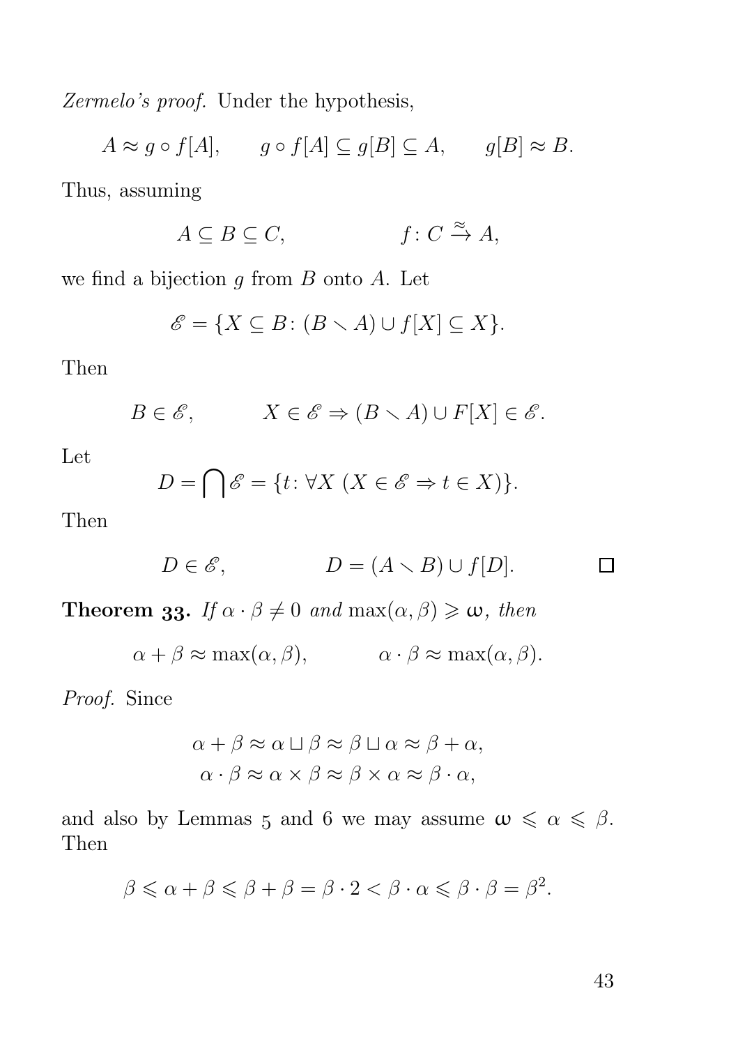*Zermelo's proof.* Under the hypothesis,

$$A \approx g \circ f[A], \qquad g \circ f[A] \subseteq g[B] \subseteq A, \qquad g[B] \approx B.$$

Thus, assuming

$$A \subseteq B \subseteq C, \qquad\qquad f\colon C \overset{\approx}{\to} A,$$

we find a bijection $g$ from $B$ onto $A$. Let

$$\mathscr{E} = \{X \subseteq B\colon (B \smallsetminus A) \cup f[X] \subseteq X\}.$$

Then

$$B \in \mathscr{E}, \qquad\quad X \in \mathscr{E} \Rightarrow (B \smallsetminus A) \cup F[X] \in \mathscr{E}.$$

Let

$$D = \bigcap \mathscr{E} = \{t\colon \forall X \; (X \in \mathscr{E} \Rightarrow t \in X)\}.$$

Then

$$D \in \mathscr{E}, \qquad\qquad D = (A \smallsetminus B) \cup f[D]. \qquad \square$$

**Theorem 33.** *If* $\alpha \cdot \beta \neq 0$ *and* $\max(\alpha, \beta) \geqslant \omega$*, then*

$$\alpha + \beta \approx \max(\alpha, \beta), \qquad\quad \alpha \cdot \beta \approx \max(\alpha, \beta).$$

*Proof.* Since

$$\alpha + \beta \approx \alpha \sqcup \beta \approx \beta \sqcup \alpha \approx \beta + \alpha,$$
$$\alpha \cdot \beta \approx \alpha \times \beta \approx \beta \times \alpha \approx \beta \cdot \alpha,$$

and also by Lemmas 5 and 6 we may assume $\omega \leqslant \alpha \leqslant \beta$. Then

$$\beta \leqslant \alpha + \beta \leqslant \beta + \beta = \beta \cdot 2 < \beta \cdot \alpha \leqslant \beta \cdot \beta = \beta^2.$$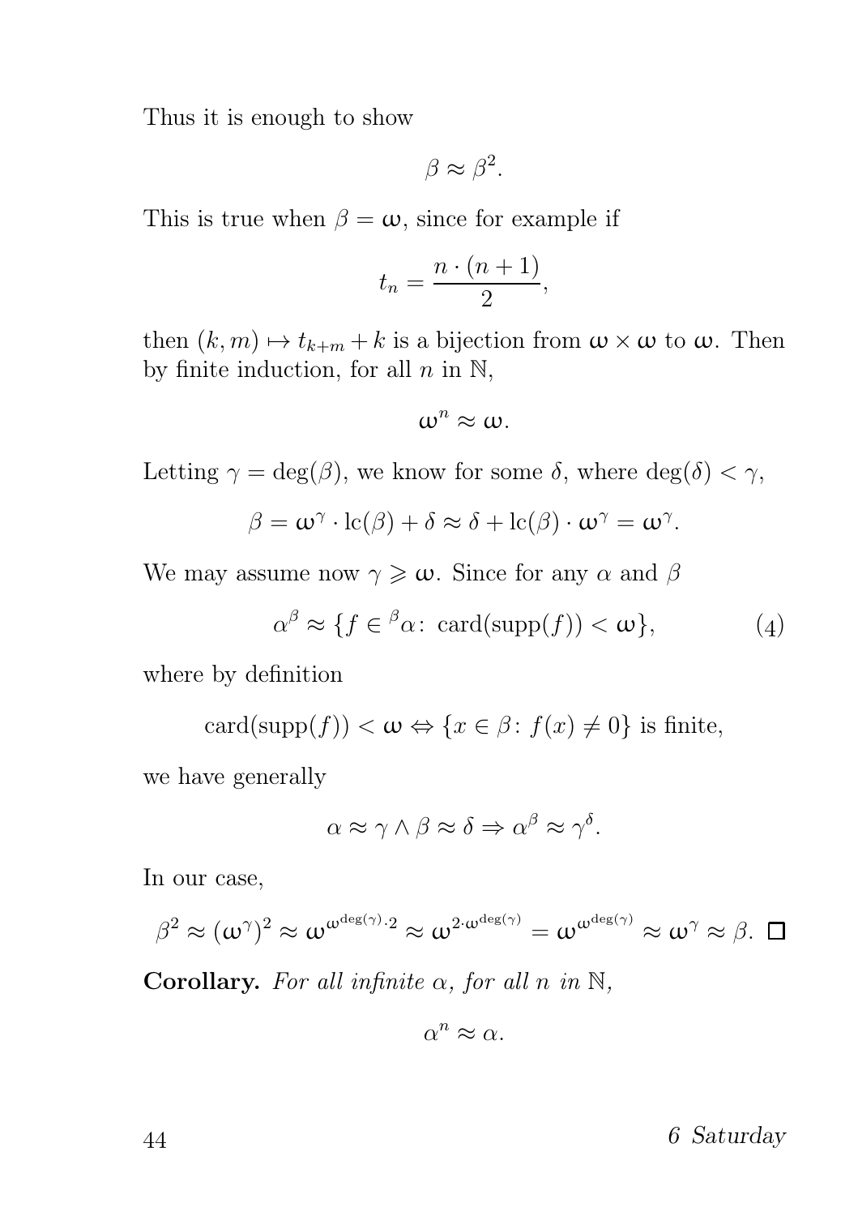Thus it is enough to show

$$\beta \approx \beta^2.$$

This is true when $\beta = \omega$, since for example if

$$t_n = \frac{n \cdot (n+1)}{2},$$

then $(k, m) \mapsto t_{k+m} + k$ is a bijection from $\omega \times \omega$ to $\omega$. Then by finite induction, for all $n$ in $\mathbb{N}$,

$$\omega^n \approx \omega.$$

Letting $\gamma = \deg(\beta)$, we know for some $\delta$, where $\deg(\delta) < \gamma$,

$$\beta = \omega^\gamma \cdot \mathrm{lc}(\beta) + \delta \approx \delta + \mathrm{lc}(\beta) \cdot \omega^\gamma = \omega^\gamma.$$

We may assume now $\gamma \geqslant \omega$. Since for any $\alpha$ and $\beta$

$$\alpha^\beta \approx \{f \in {}^\beta\alpha \colon \mathrm{card}(\mathrm{supp}(f)) < \omega\}, \tag{4}$$

where by definition

$$\mathrm{card}(\mathrm{supp}(f)) < \omega \Leftrightarrow \{x \in \beta \colon f(x) \neq 0\} \text{ is finite},$$

we have generally

$$\alpha \approx \gamma \wedge \beta \approx \delta \Rightarrow \alpha^\beta \approx \gamma^\delta.$$

In our case,

$$\beta^2 \approx (\omega^\gamma)^2 \approx \omega^{\omega^{\deg(\gamma)} \cdot 2} \approx \omega^{2 \cdot \omega^{\deg(\gamma)}} = \omega^{\omega^{\deg(\gamma)}} \approx \omega^\gamma \approx \beta. \quad \square$$

**Corollary.** *For all infinite $\alpha$, for all $n$ in $\mathbb{N}$,*

$$\alpha^n \approx \alpha.$$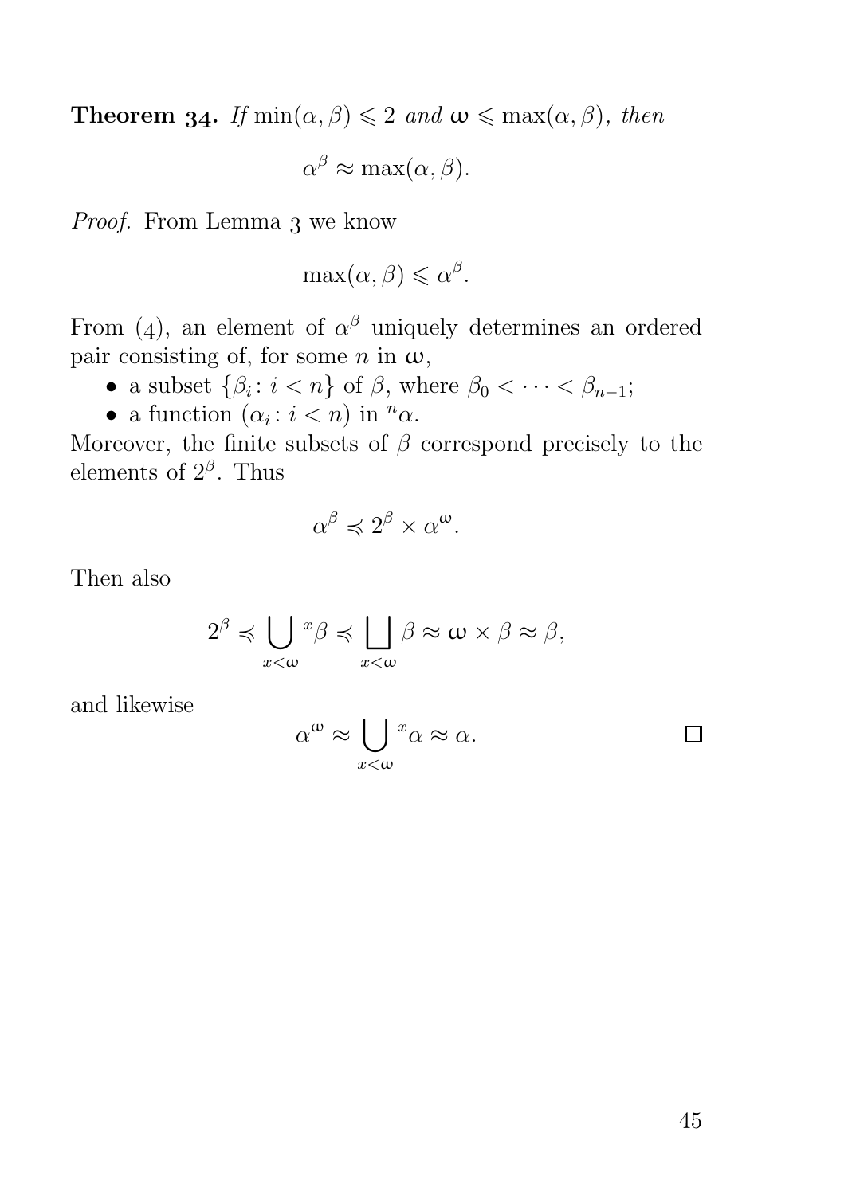**Theorem 34.** *If $\min(\alpha, \beta) \leqslant 2$ and $\omega \leqslant \max(\alpha, \beta)$, then*

$$\alpha^\beta \approx \max(\alpha, \beta).$$

*Proof.* From Lemma 3 we know

$$\max(\alpha, \beta) \leqslant \alpha^\beta.$$

From (4), an element of $\alpha^\beta$ uniquely determines an ordered pair consisting of, for some $n$ in $\omega$,

- a subset $\{\beta_i \colon i < n\}$ of $\beta$, where $\beta_0 < \cdots < \beta_{n-1}$;
- a function $(\alpha_i \colon i < n)$ in ${}^n\alpha$.

Moreover, the finite subsets of $\beta$ correspond precisely to the elements of $2^\beta$. Thus

$$\alpha^\beta \preccurlyeq 2^\beta \times \alpha^\omega.$$

Then also

$$2^\beta \preccurlyeq \bigcup_{x<\omega} {}^x\beta \preccurlyeq \bigsqcup_{x<\omega} \beta \approx \omega \times \beta \approx \beta,$$

and likewise

$$\alpha^\omega \approx \bigcup_{x<\omega} {}^x\alpha \approx \alpha.$$

□